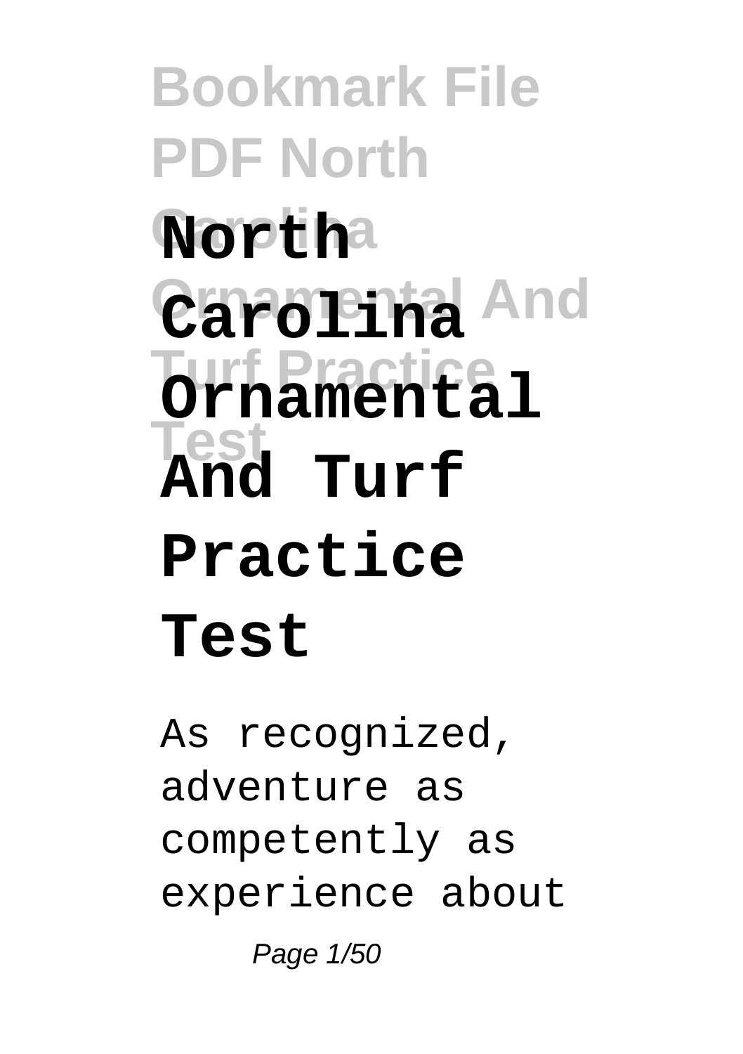# North Carolina Ornamental And Turf Practice Test

As recognized, adventure as competently as experience about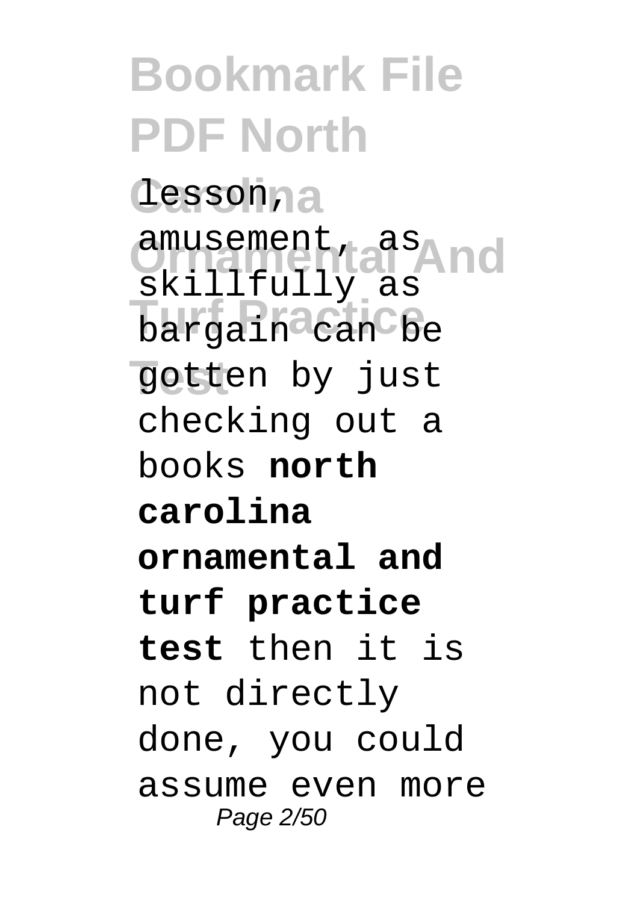lesson, amusement, as skillfully as bargain can be gotten by just checking out a books **north carolina ornamental and turf practice test** then it is not directly done, you could assume even more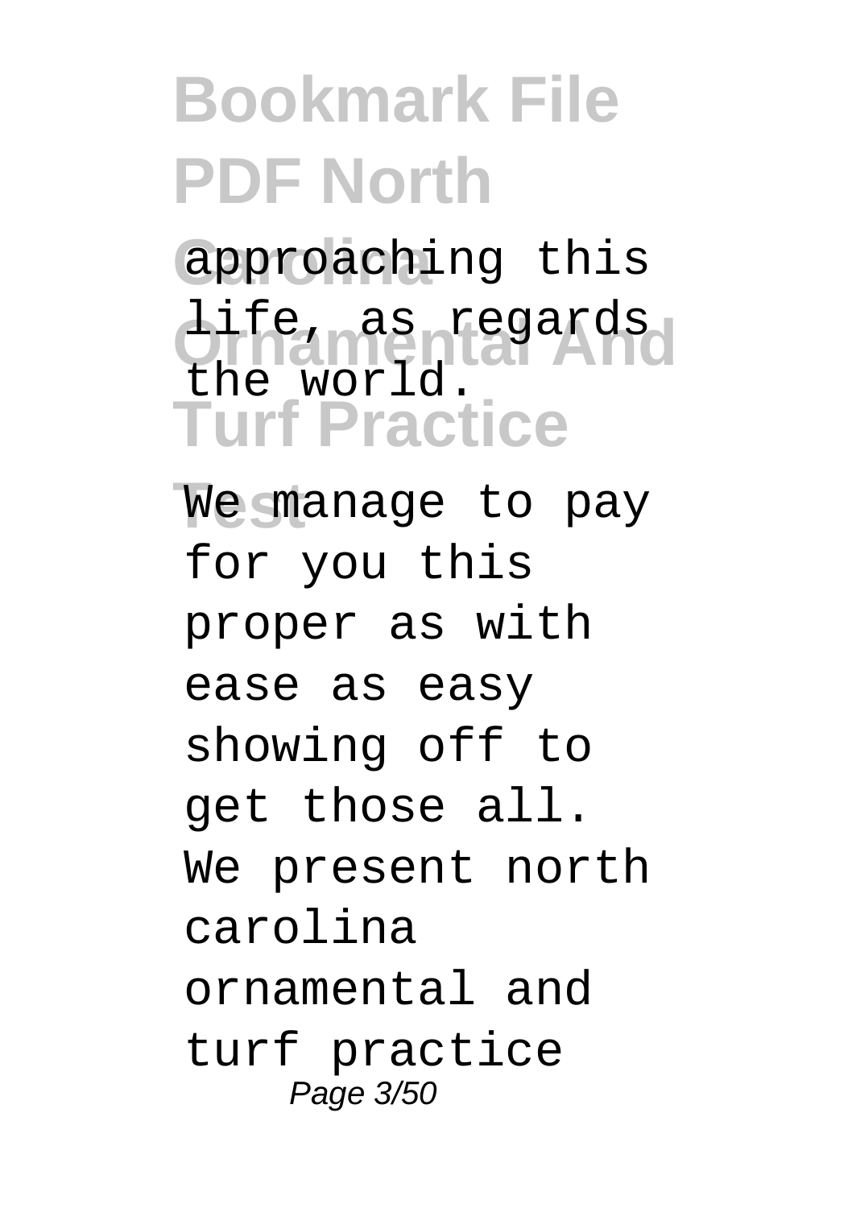approaching this life, as regards the world.

We manage to pay for you this proper as with ease as easy showing off to get those all. We present north carolina ornamental and turf practice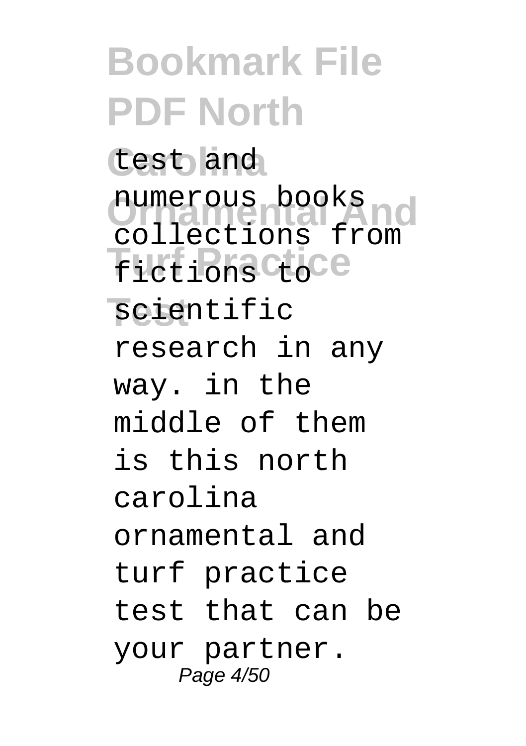test and numerous books collections from fictions to scientific research in any way. in the middle of them is this north carolina ornamental and turf practice test that can be your partner.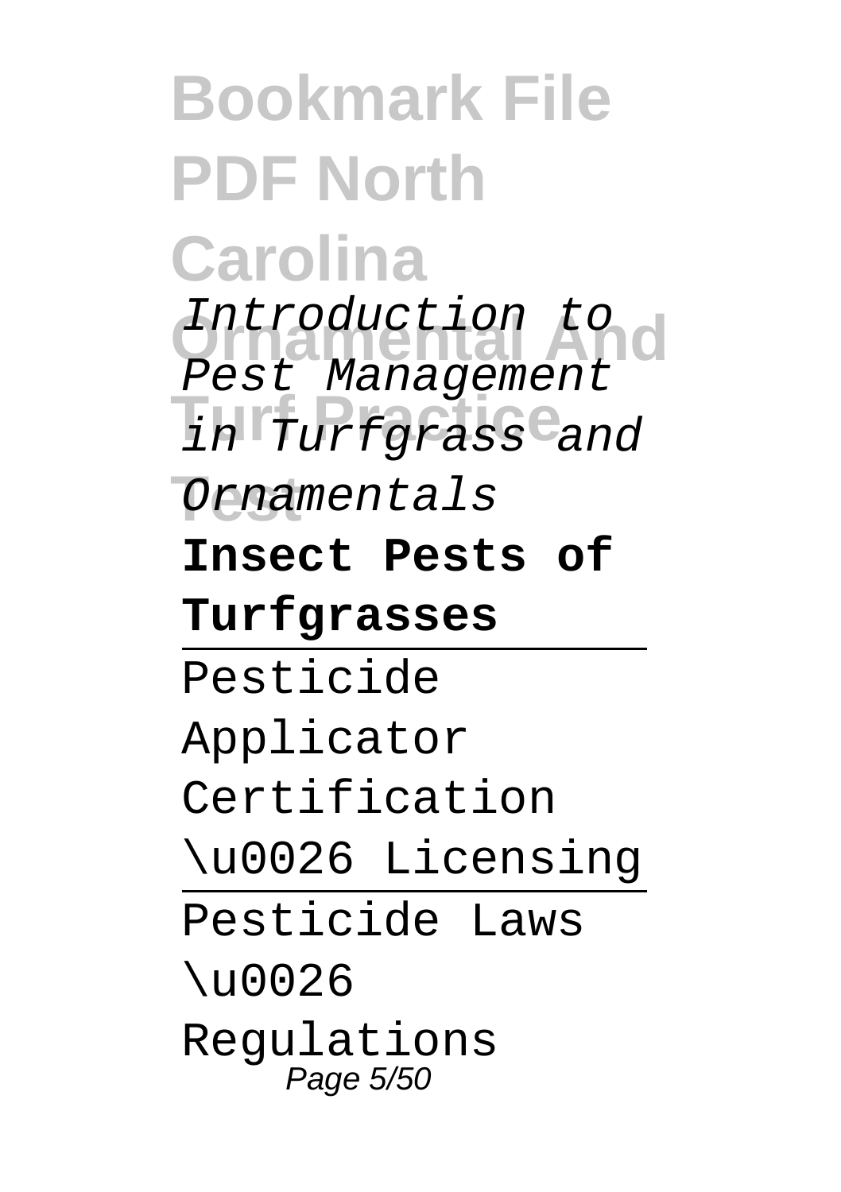*Introduction to Pest Management in Turfgrass and Ornamentals*

**Insect Pests of Turfgrasses**

Pesticide Applicator Certification \u0026 Licensing

Pesticide Laws \u0026 Regulations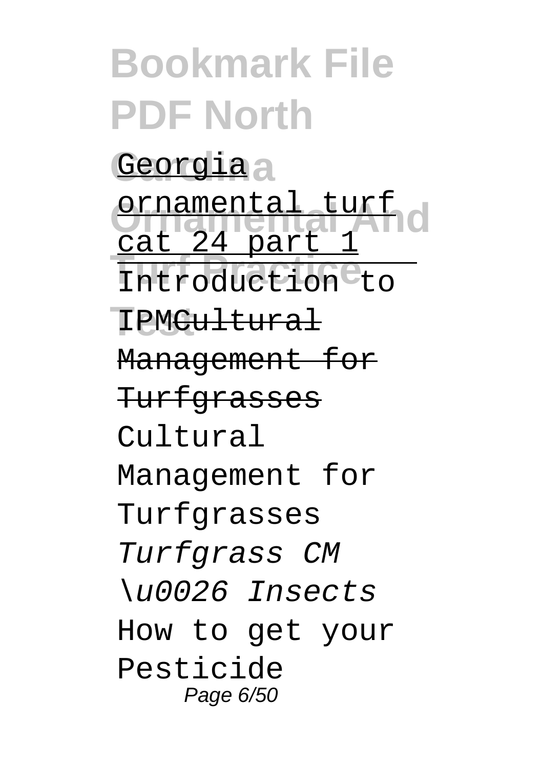Georgia ornamental turf cat 24 part 1

Introduction to IPM~~Cultural Management for Turfgrasses~~

Cultural Management for Turfgrasses

*Turfgrass CM \u0026 Insects*

How to get your Pesticide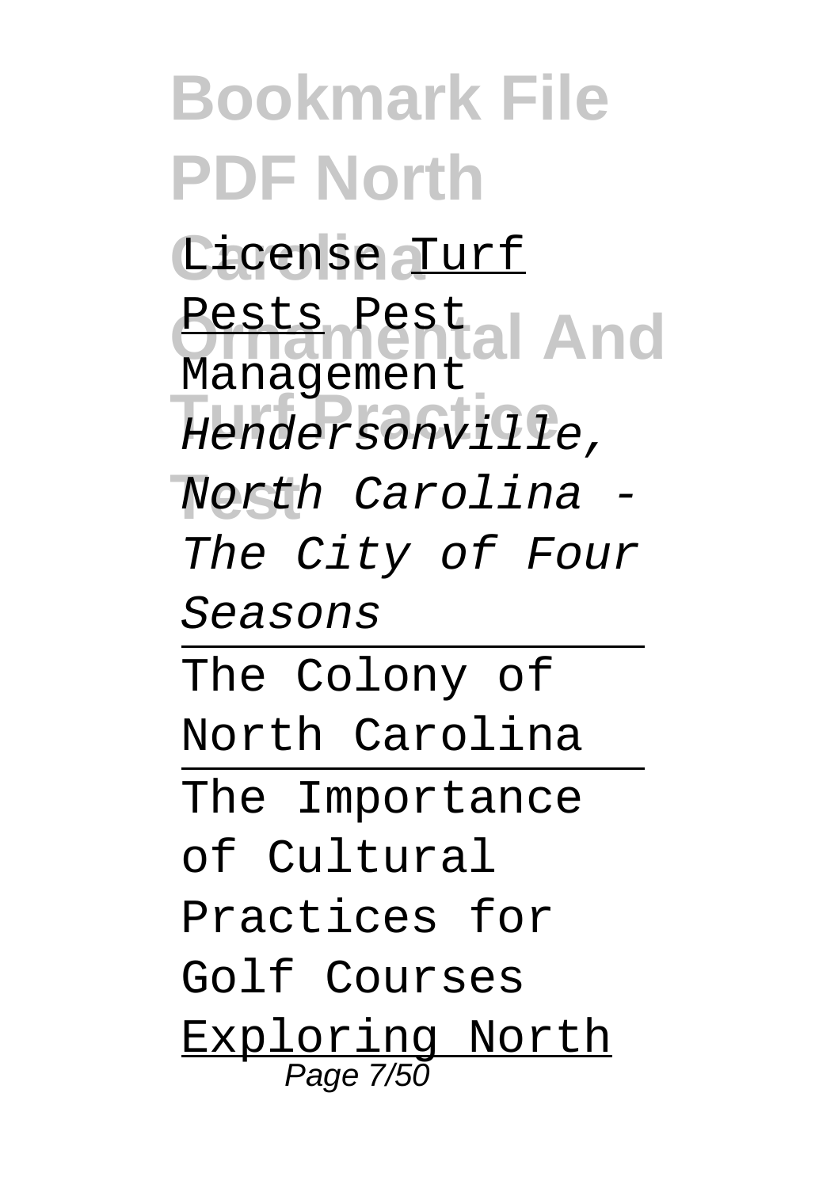License Turf Pests Pest Management Hendersonville, North Carolina - The City of Four Seasons

---

The Colony of North Carolina

---

The Importance of Cultural Practices for Golf Courses

Exploring North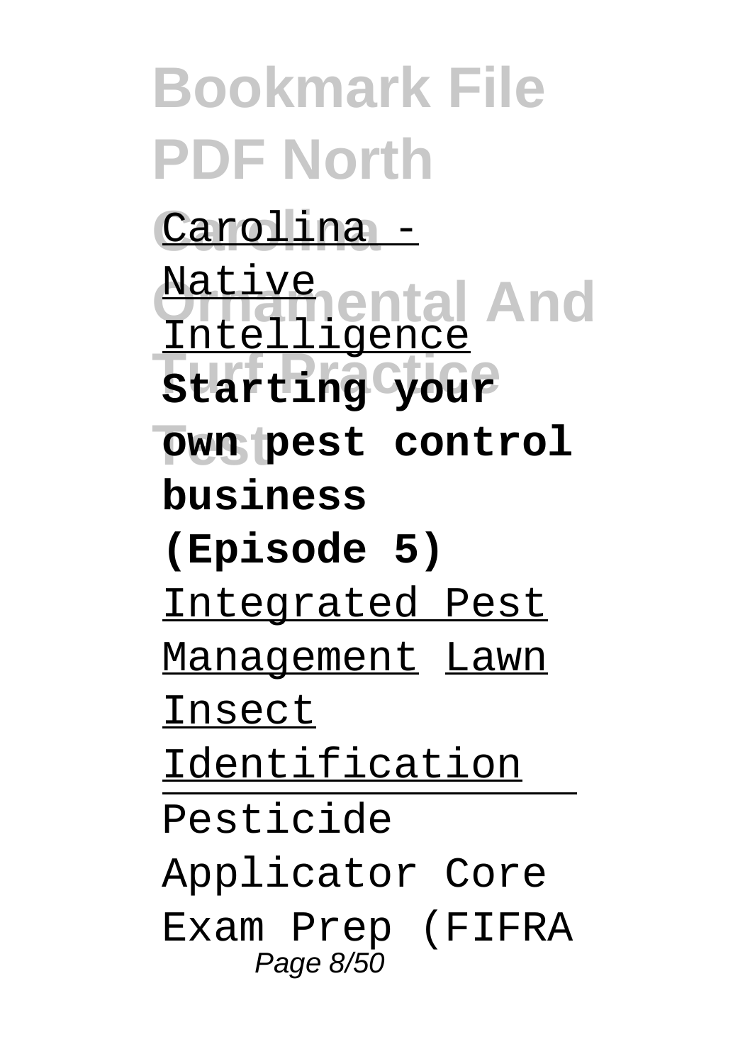Carolina - Native Intelligence **Starting your own pest control business (Episode 5)** Integrated Pest Management Lawn Insect Identification

Pesticide Applicator Core Exam Prep (FIFRA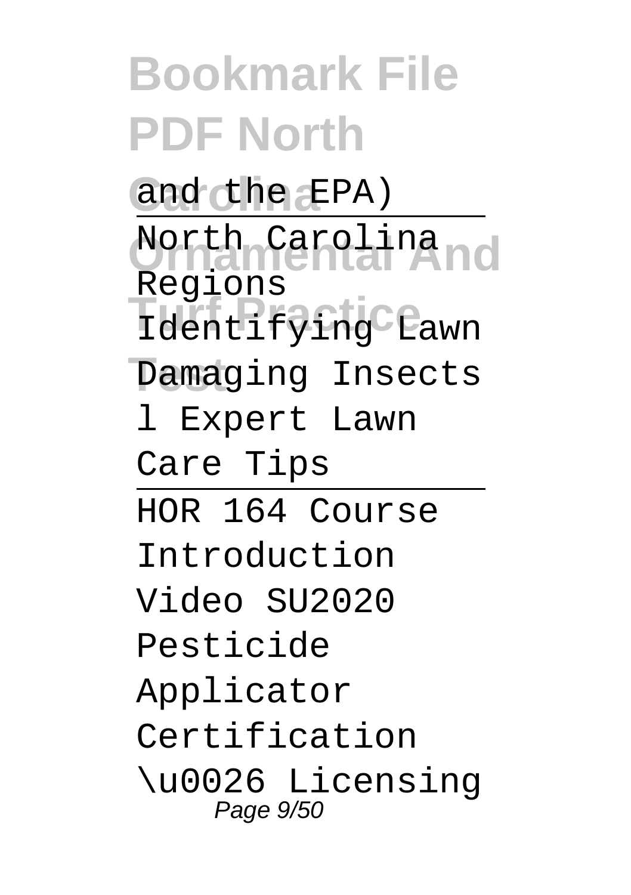and the EPA)

North Carolina Regions

Identifying Lawn Damaging Insects l Expert Lawn Care Tips

HOR 164 Course Introduction Video SU2020

Pesticide Applicator Certification \u0026 Licensing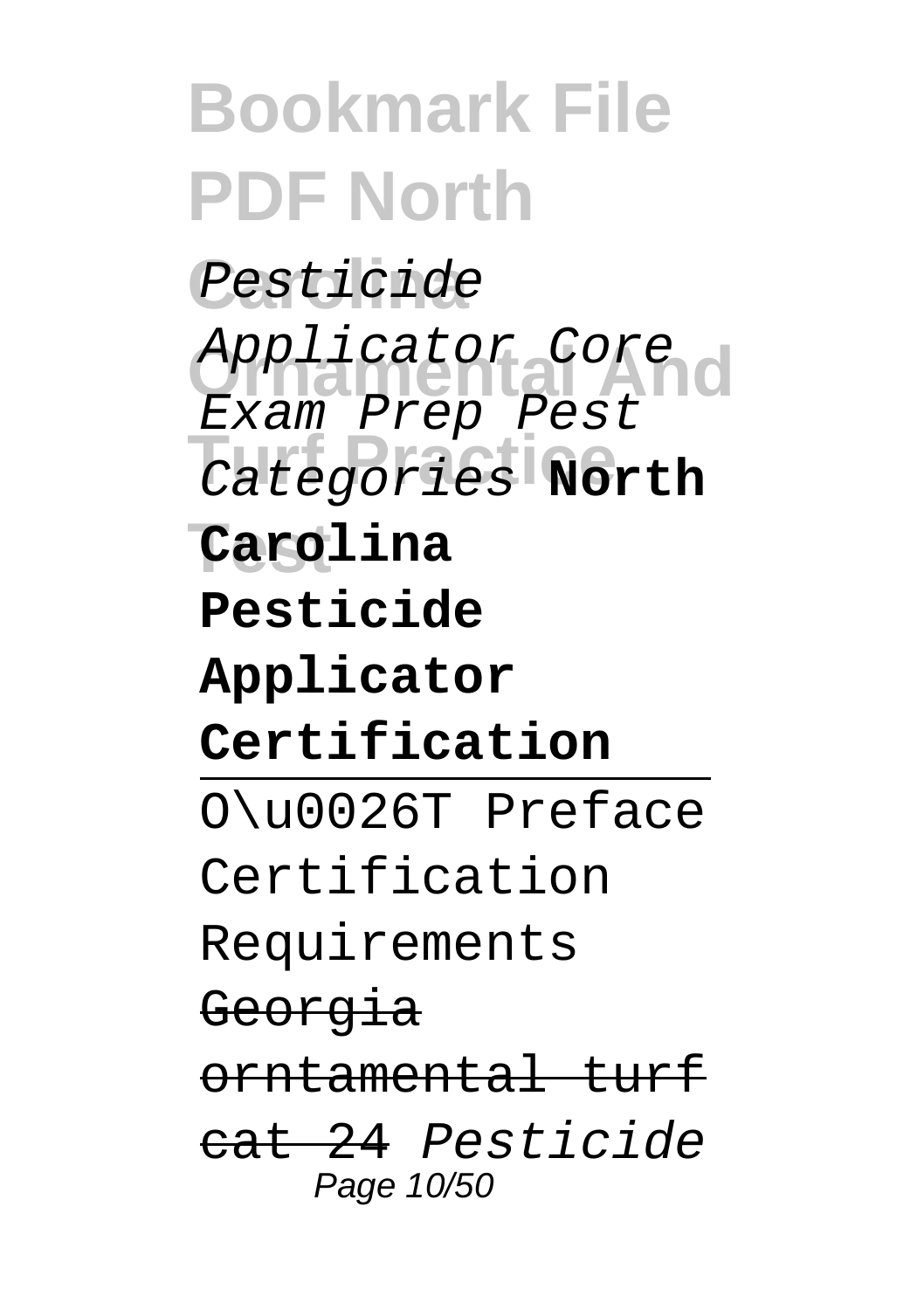*Pesticide Applicator Core Exam Prep Pest Categories* **North Carolina Pesticide Applicator Certification**

---

O\u0026T Preface Certification Requirements

~~Georgia orntamental turf cat 24~~ *Pesticide*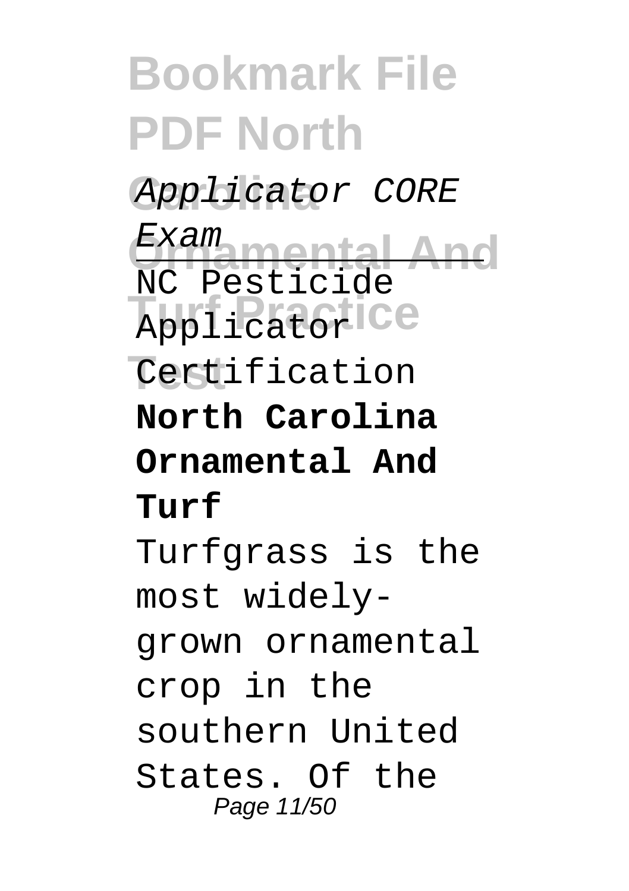*Applicator CORE Exam*

NC Pesticide Applicator Certification

**North Carolina Ornamental And Turf**

Turfgrass is the most widely-grown ornamental crop in the southern United States. Of the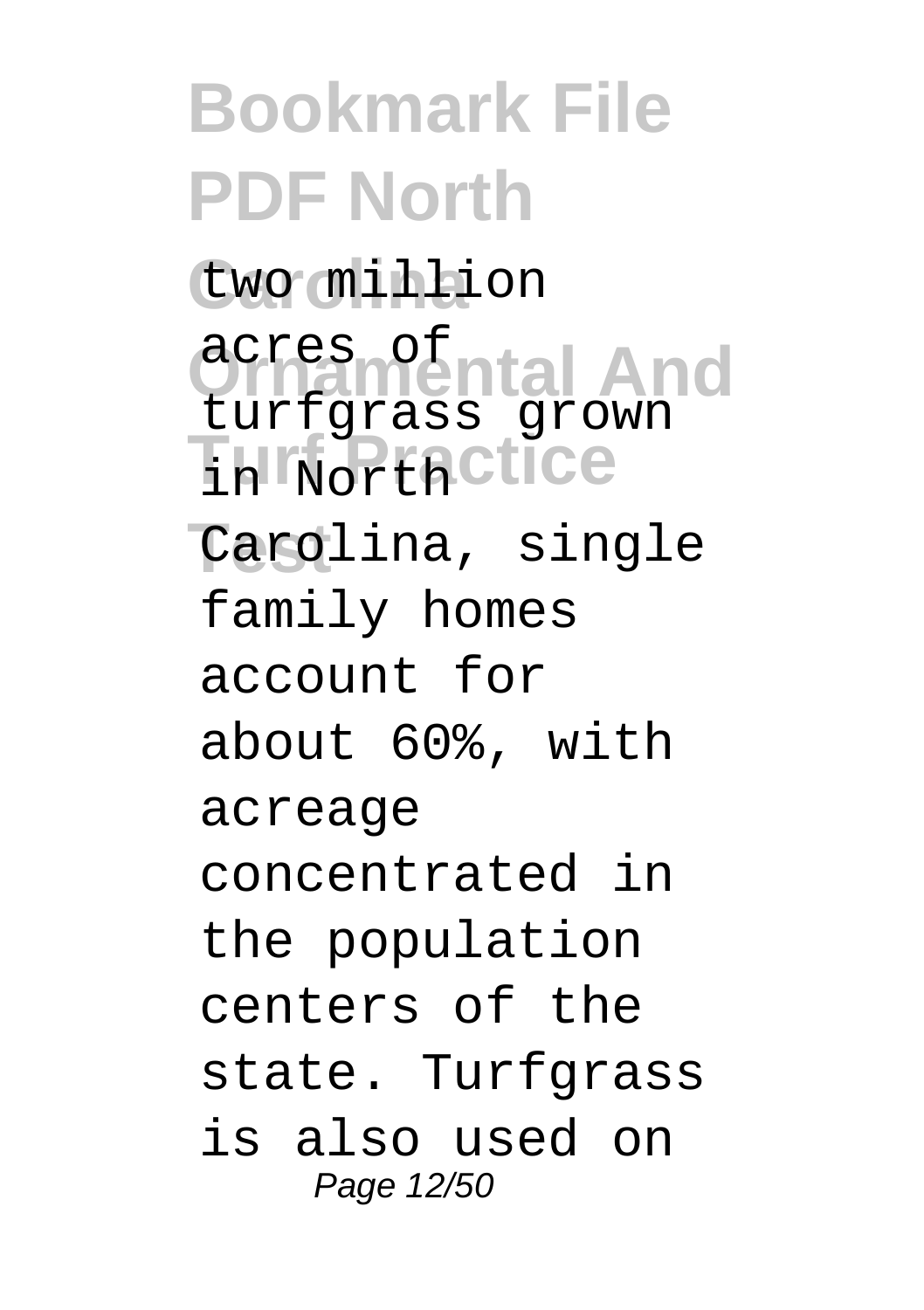two million acres of turfgrass grown in North Carolina, single family homes account for about 60%, with acreage concentrated in the population centers of the state. Turfgrass is also used on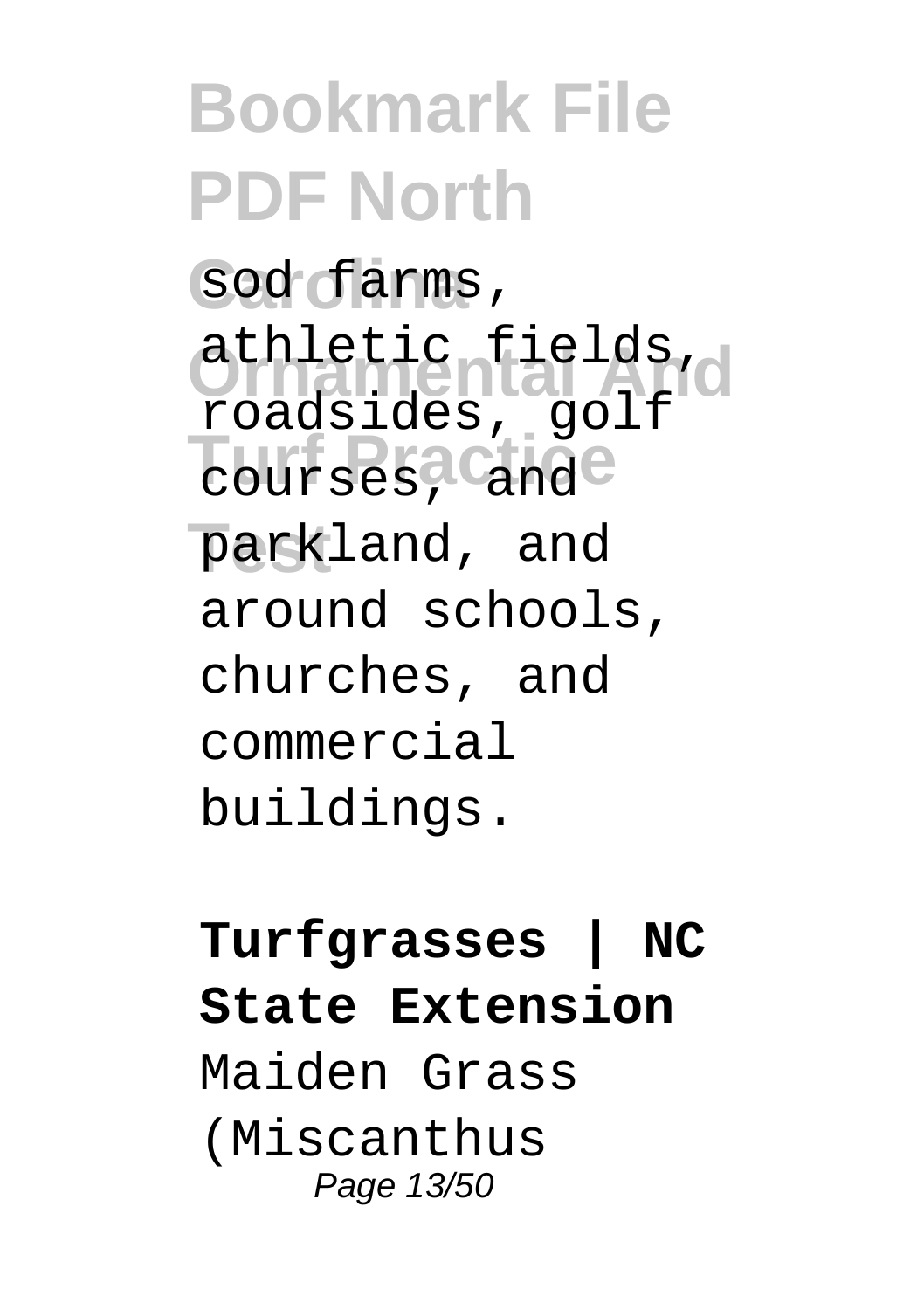sod farms, athletic fields, roadsides, golf courses, and parkland, and around schools, churches, and commercial buildings.

**Turfgrasses | NC State Extension**

Maiden Grass (Miscanthus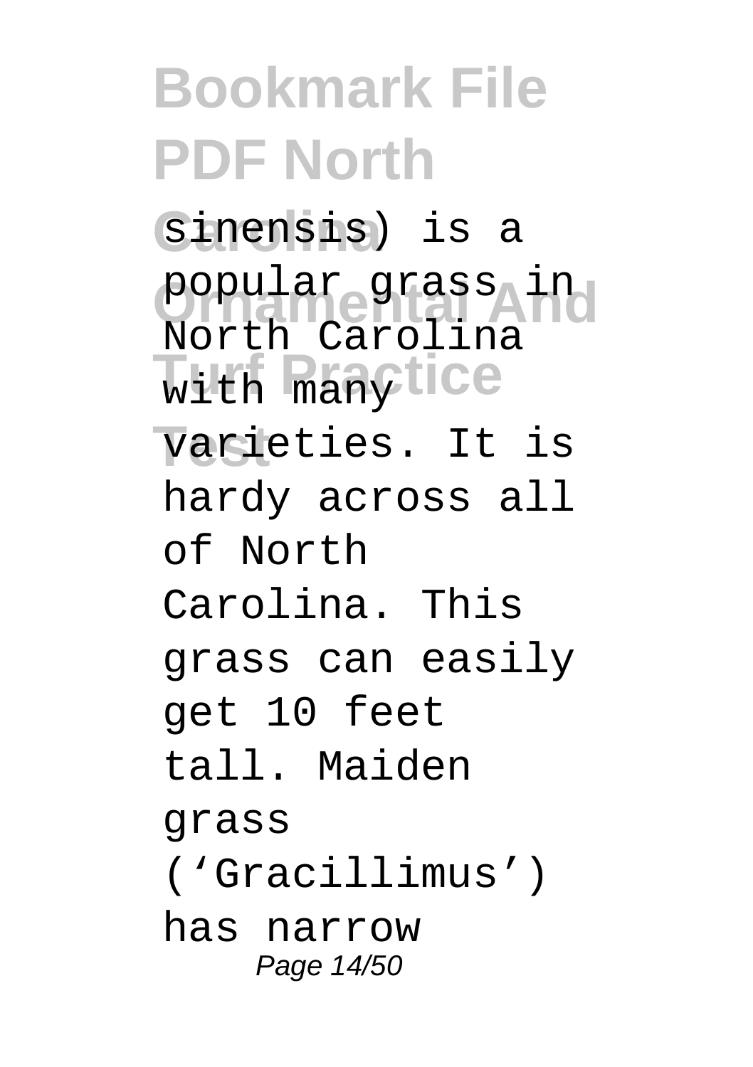sinensis) is a popular grass in North Carolina with many varieties. It is hardy across all of North Carolina. This grass can easily get 10 feet tall. Maiden grass ('Gracillimus') has narrow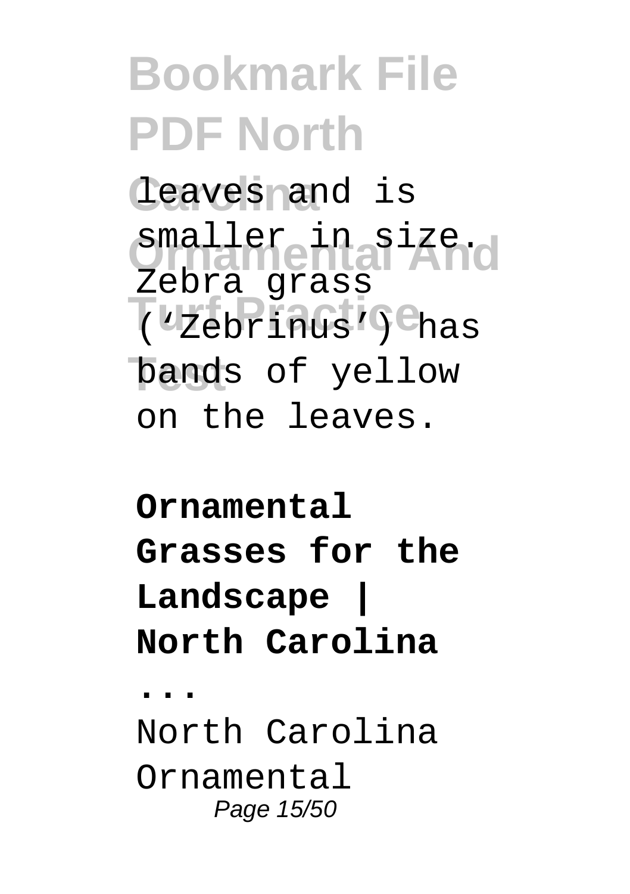leaves and is smaller in size. Zebra grass ('Zebrinus') has bands of yellow on the leaves.

**Ornamental Grasses for the Landscape | North Carolina ...**

North Carolina Ornamental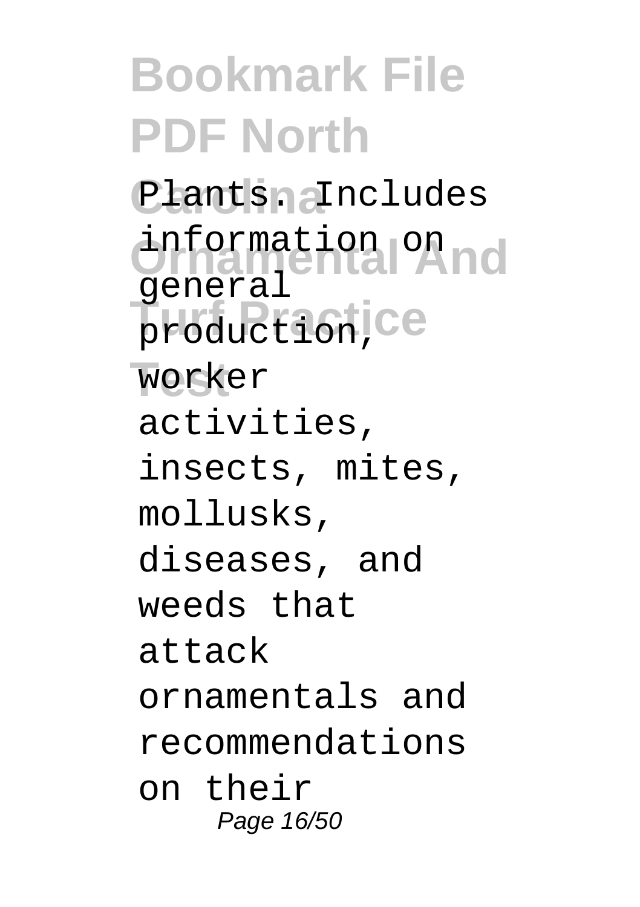Plants. Includes information on general production, worker activities, insects, mites, mollusks, diseases, and weeds that attack ornamentals and recommendations on their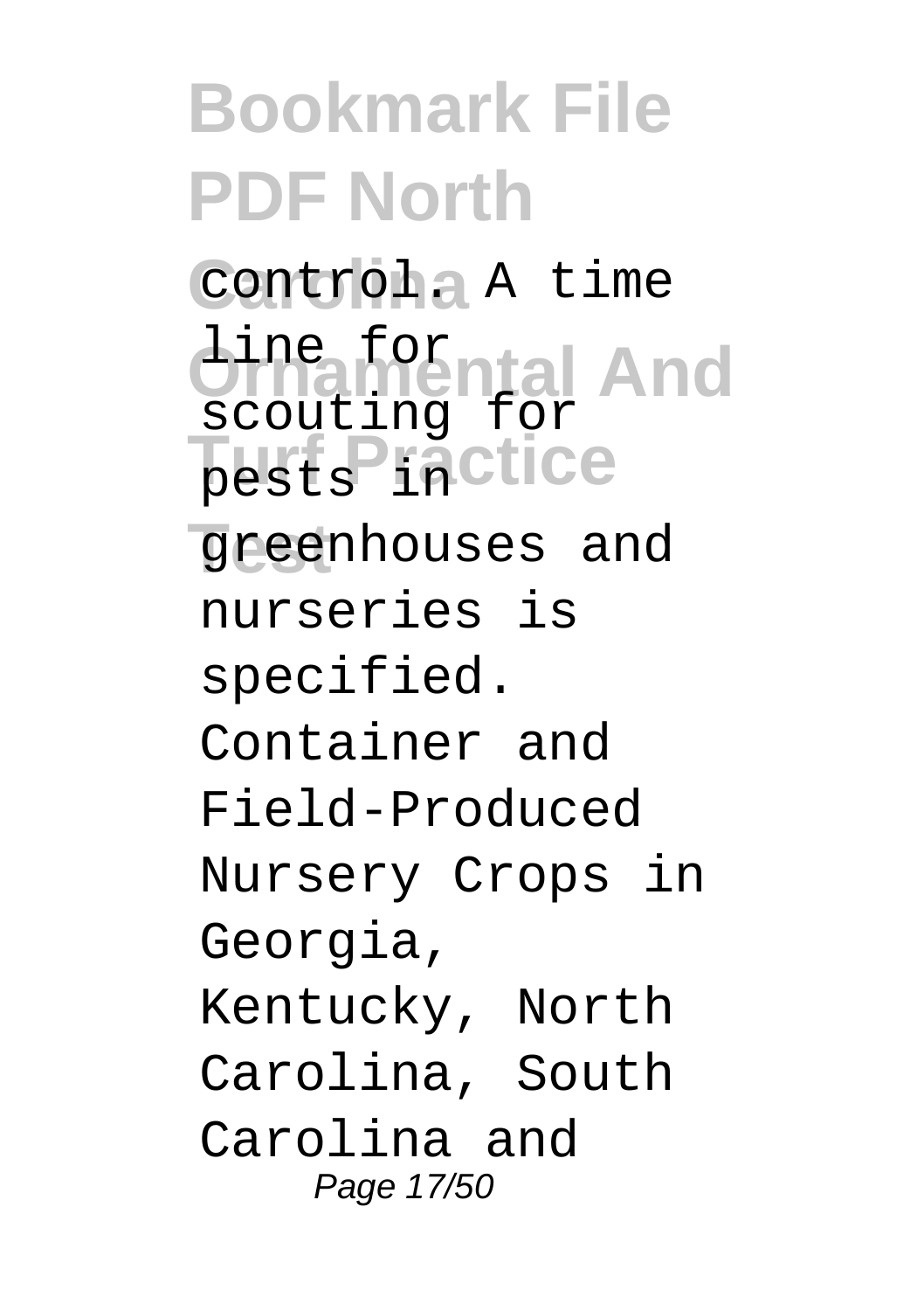control. A time line for scouting for pests in greenhouses and nurseries is specified. Container and Field-Produced Nursery Crops in Georgia, Kentucky, North Carolina, South Carolina and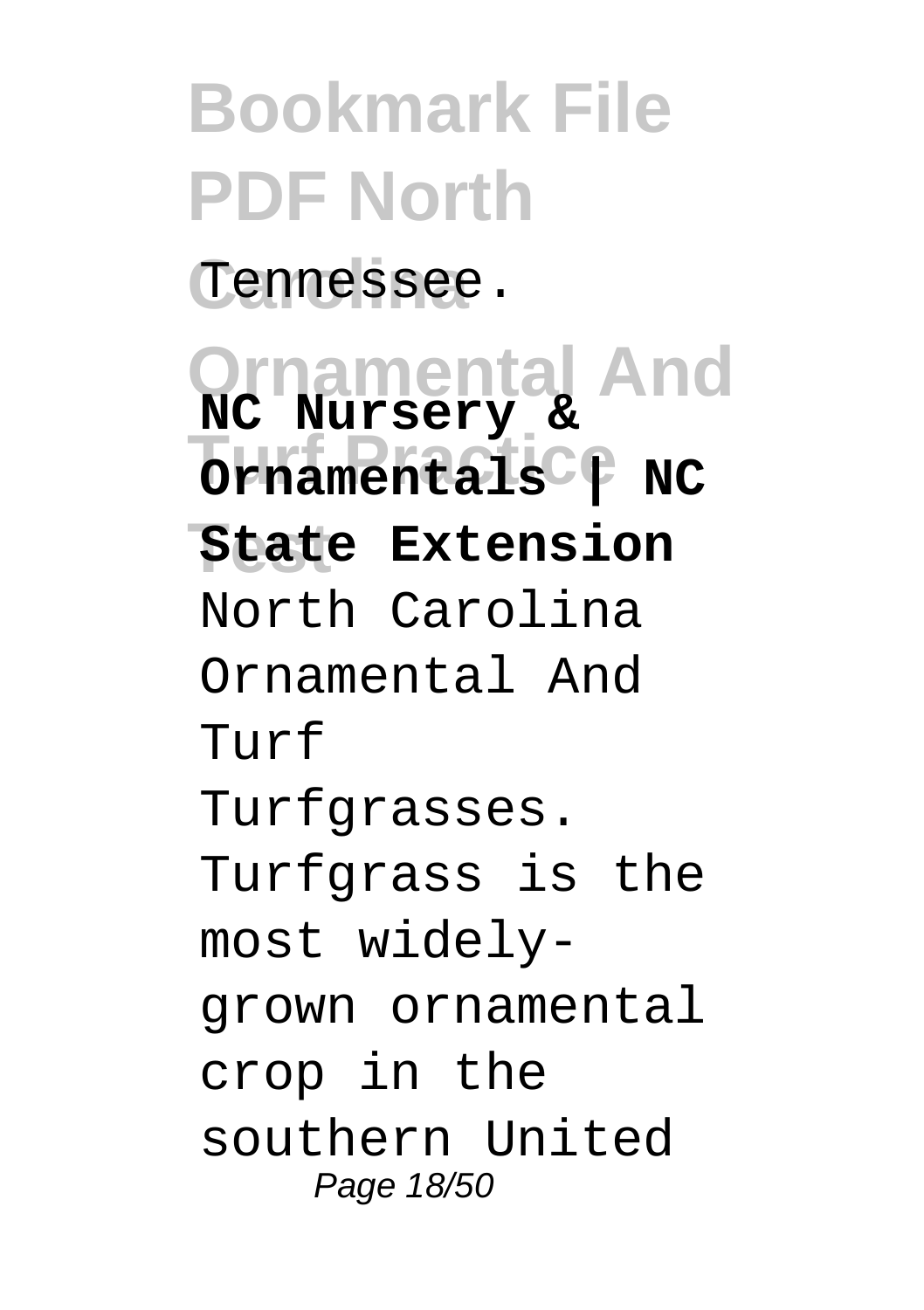Tennessee.

**NC Nursery & Ornamentals | NC State Extension**

North Carolina Ornamental And Turf Turfgrasses. Turfgrass is the most widely-grown ornamental crop in the southern United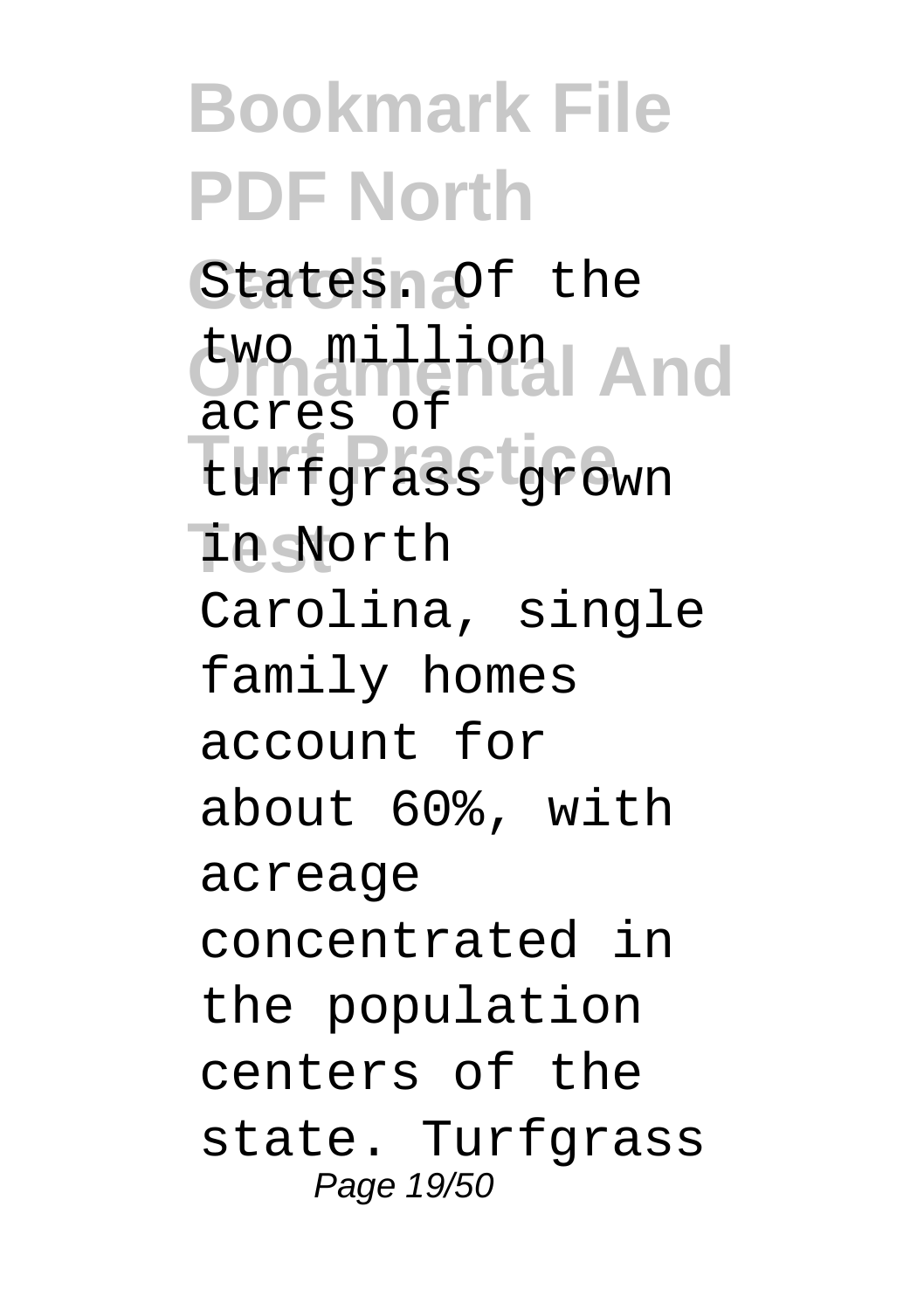States. Of the two million acres of turfgrass grown in North Carolina, single family homes account for about 60%, with acreage concentrated in the population centers of the state. Turfgrass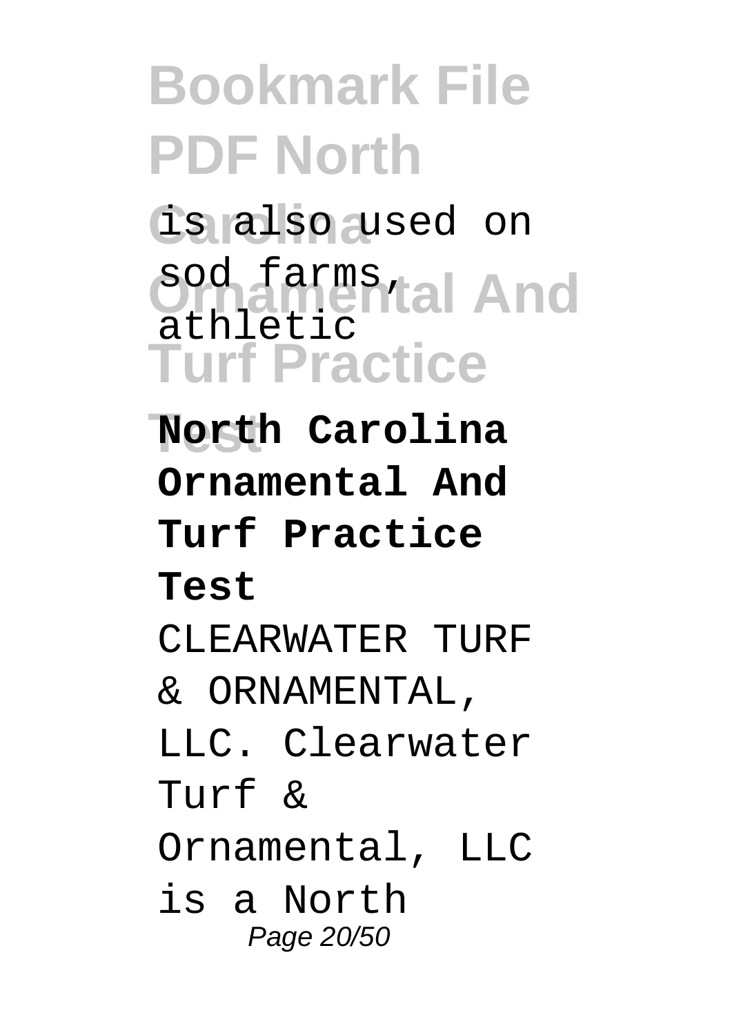is also used on sod farms, athletic

**North Carolina Ornamental And Turf Practice Test**

CLEARWATER TURF & ORNAMENTAL, LLC. Clearwater Turf & Ornamental, LLC is a North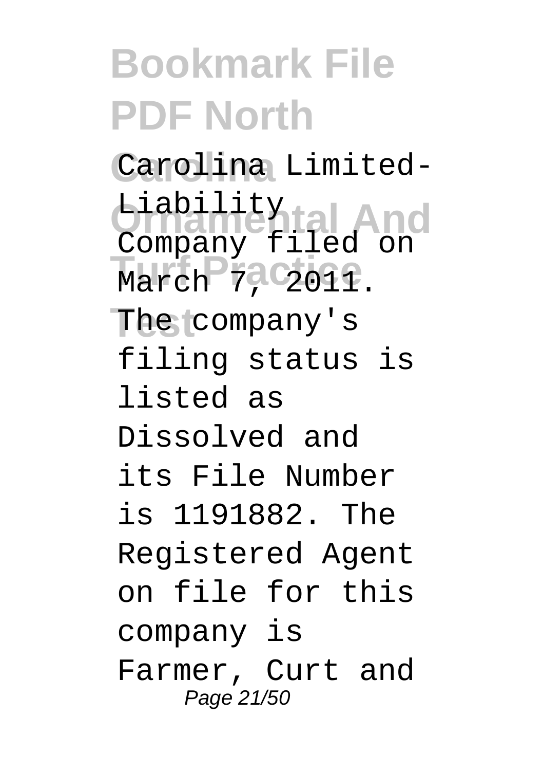Carolina Limited-Liability Company filed on March 7, 2011. The company's filing status is listed as Dissolved and its File Number is 1191882. The Registered Agent on file for this company is Farmer, Curt and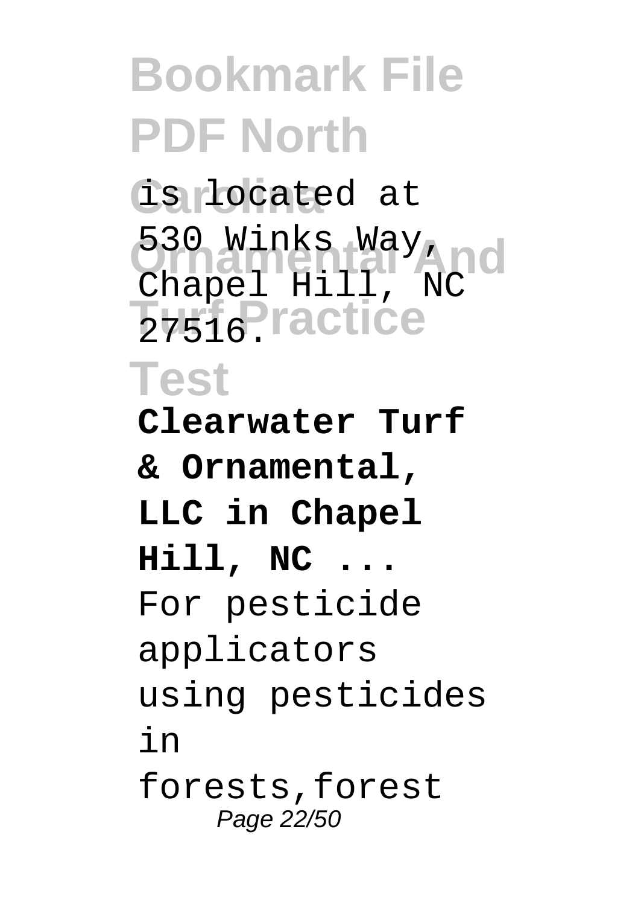is located at 530 Winks Way, Chapel Hill, NC 27516.

**Clearwater Turf & Ornamental, LLC in Chapel Hill, NC ...**

For pesticide applicators using pesticides in forests,forest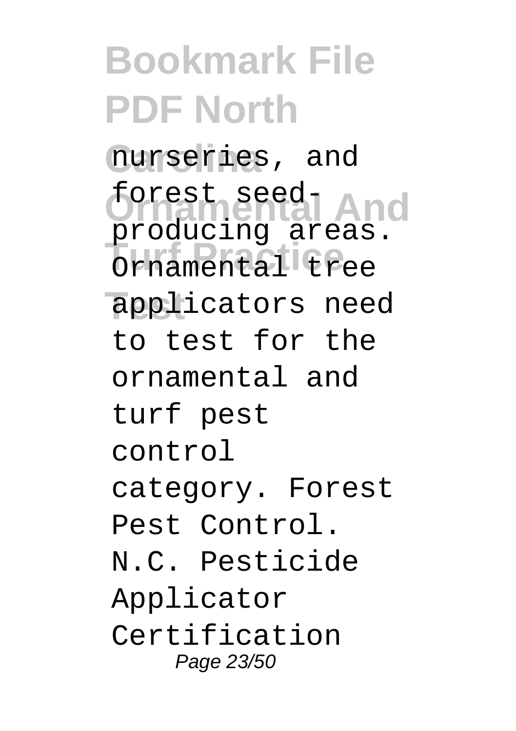nurseries, and forest seed-producing areas. Ornamental tree applicators need to test for the ornamental and turf pest control category. Forest Pest Control. N.C. Pesticide Applicator Certification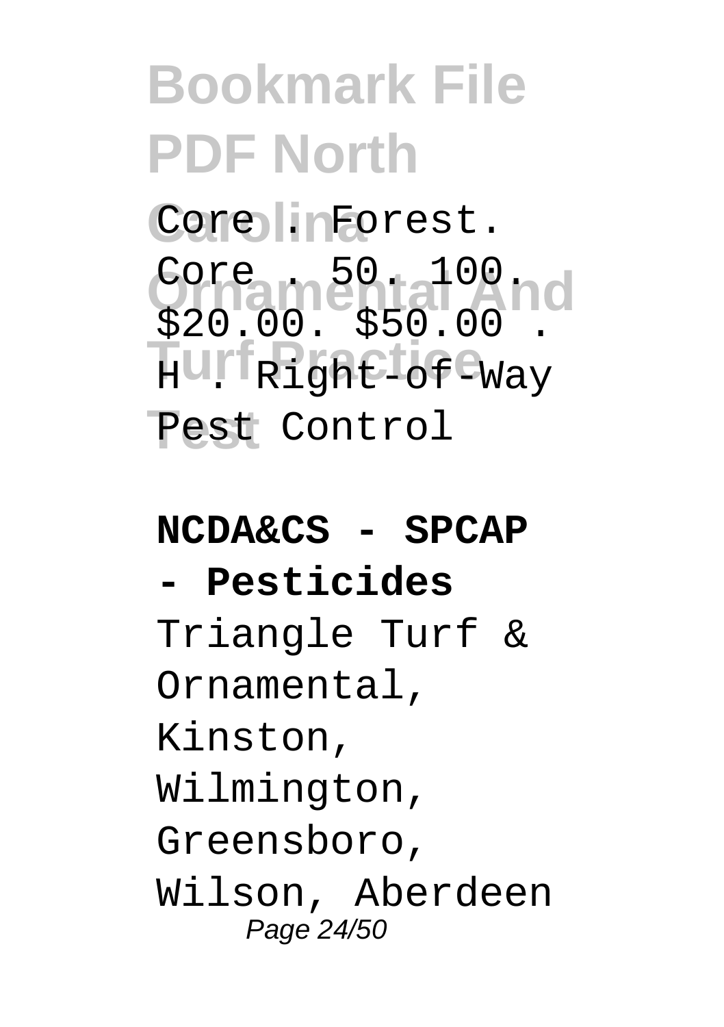Core . Forest. Core . 50. 100. $20.00. $50.00 . H . Right-of-Way Pest Control

**NCDA&CS - SPCAP - Pesticides**

Triangle Turf & Ornamental, Kinston, Wilmington, Greensboro, Wilson, Aberdeen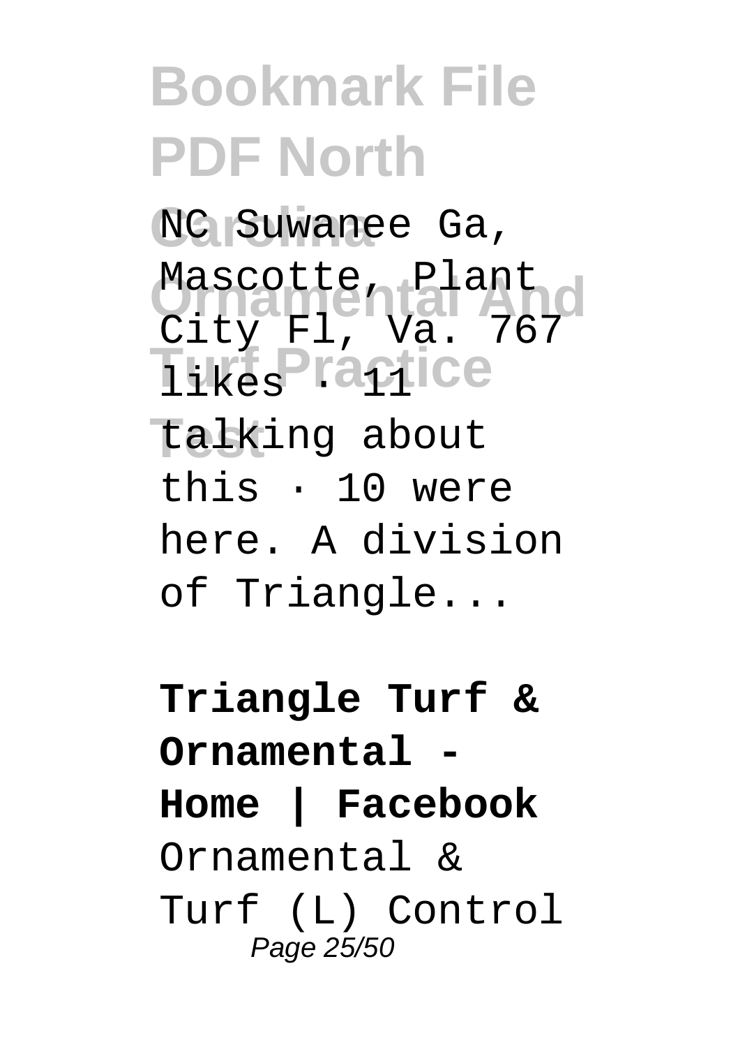NC Suwanee Ga, Mascotte, Plant City Fl, Va. 767 likes · 11 talking about this · 10 were here. A division of Triangle...

**Triangle Turf & Ornamental - Home | Facebook**

Ornamental & Turf (L) Control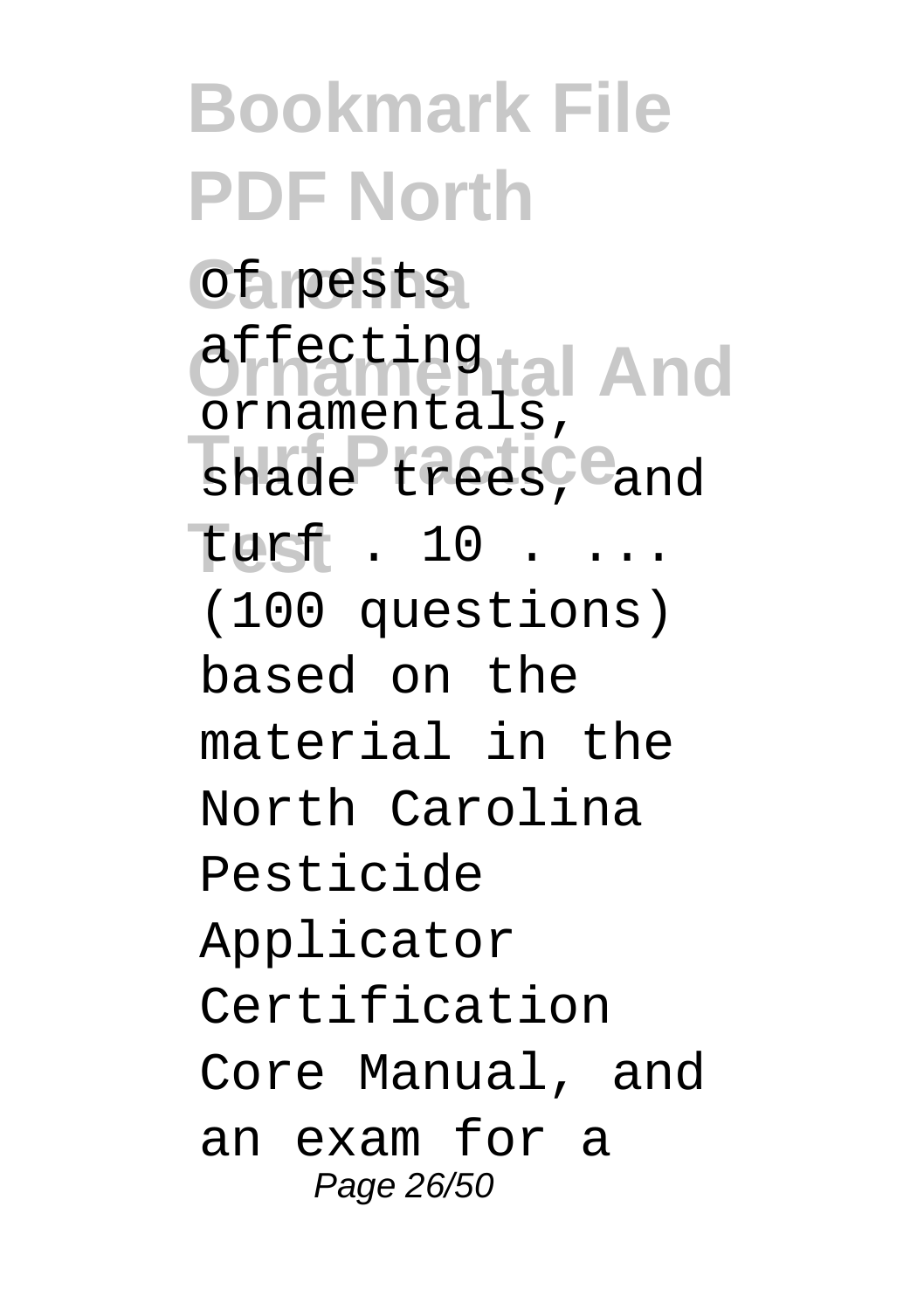of pests affecting ornamentals, shade trees, and turf . 10 . ... (100 questions) based on the material in the North Carolina Pesticide Applicator Certification Core Manual, and an exam for a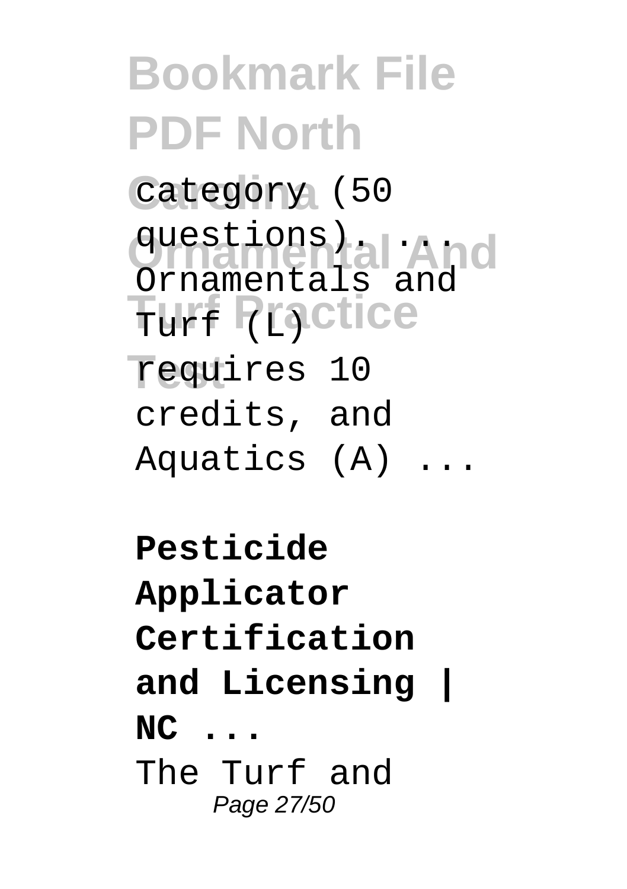category (50 questions). ... Ornamentals and Turf (L) requires 10 credits, and Aquatics (A) ...

**Pesticide Applicator Certification and Licensing | NC ...**

The Turf and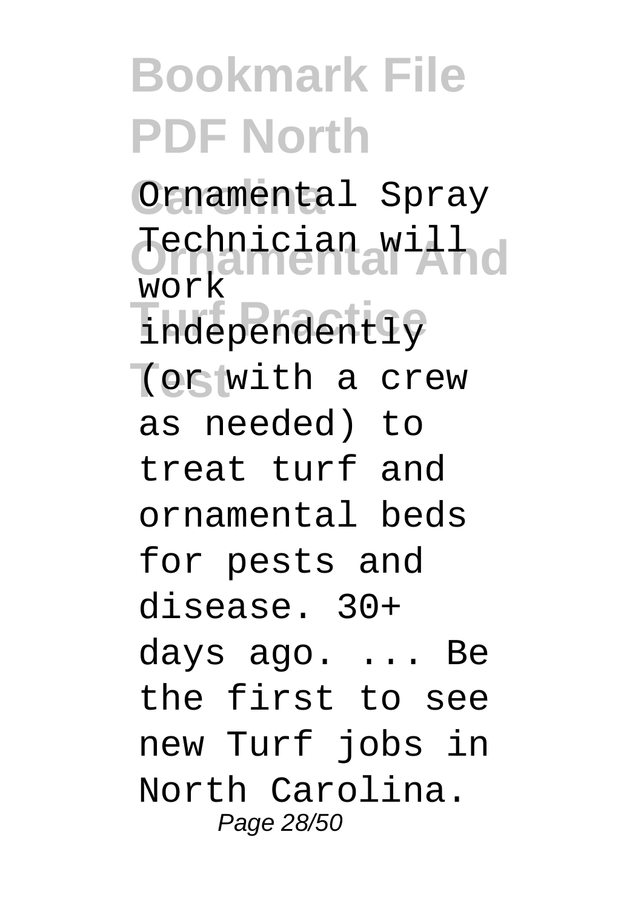Ornamental Spray Technician will work independently (or with a crew as needed) to treat turf and ornamental beds for pests and disease. 30+ days ago. ... Be the first to see new Turf jobs in North Carolina.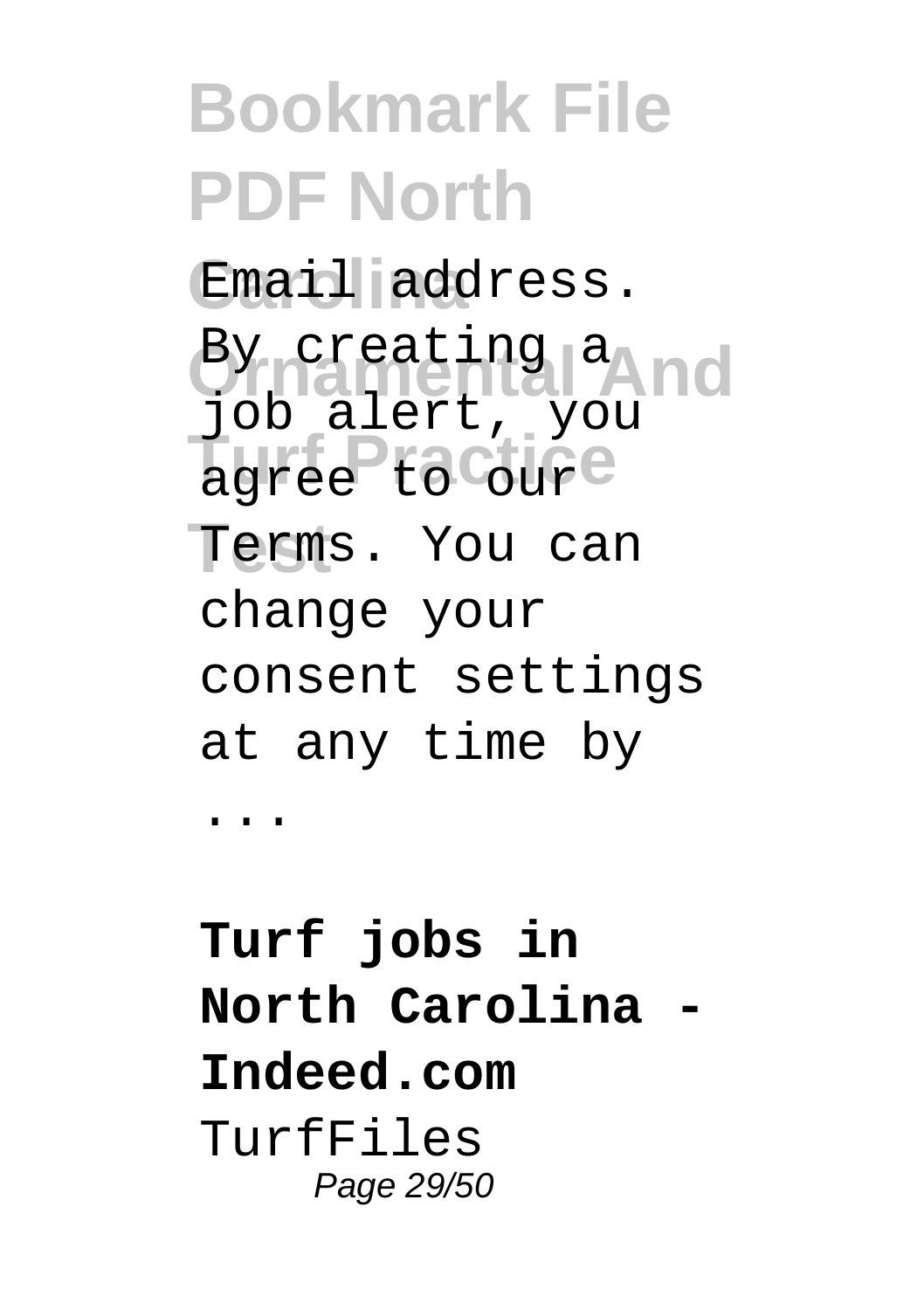Email address. By creating a job alert, you agree to our Terms. You can change your consent settings at any time by ...

**Turf jobs in North Carolina - Indeed.com**

TurfFiles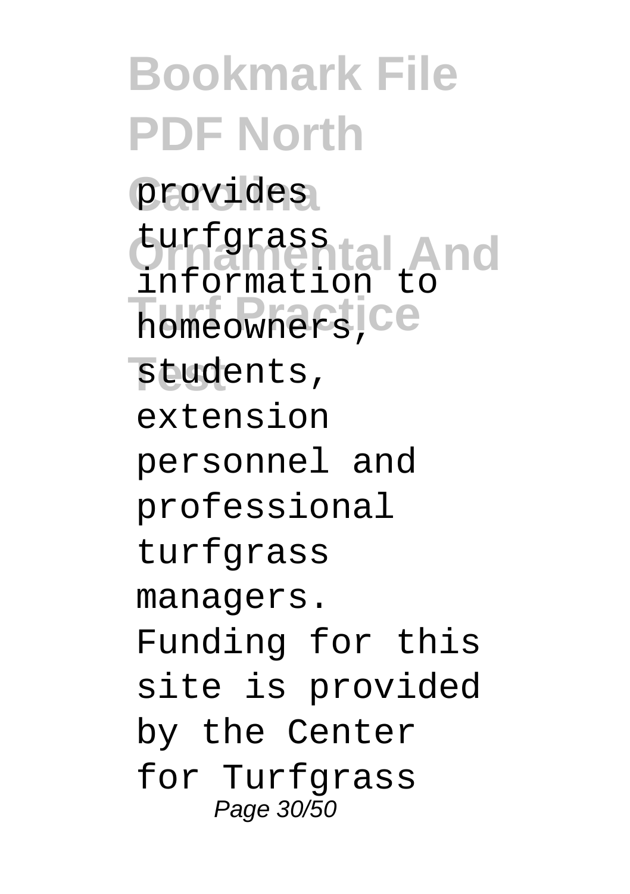provides turfgrass information to homeowners, students, extension personnel and professional turfgrass managers. Funding for this site is provided by the Center for Turfgrass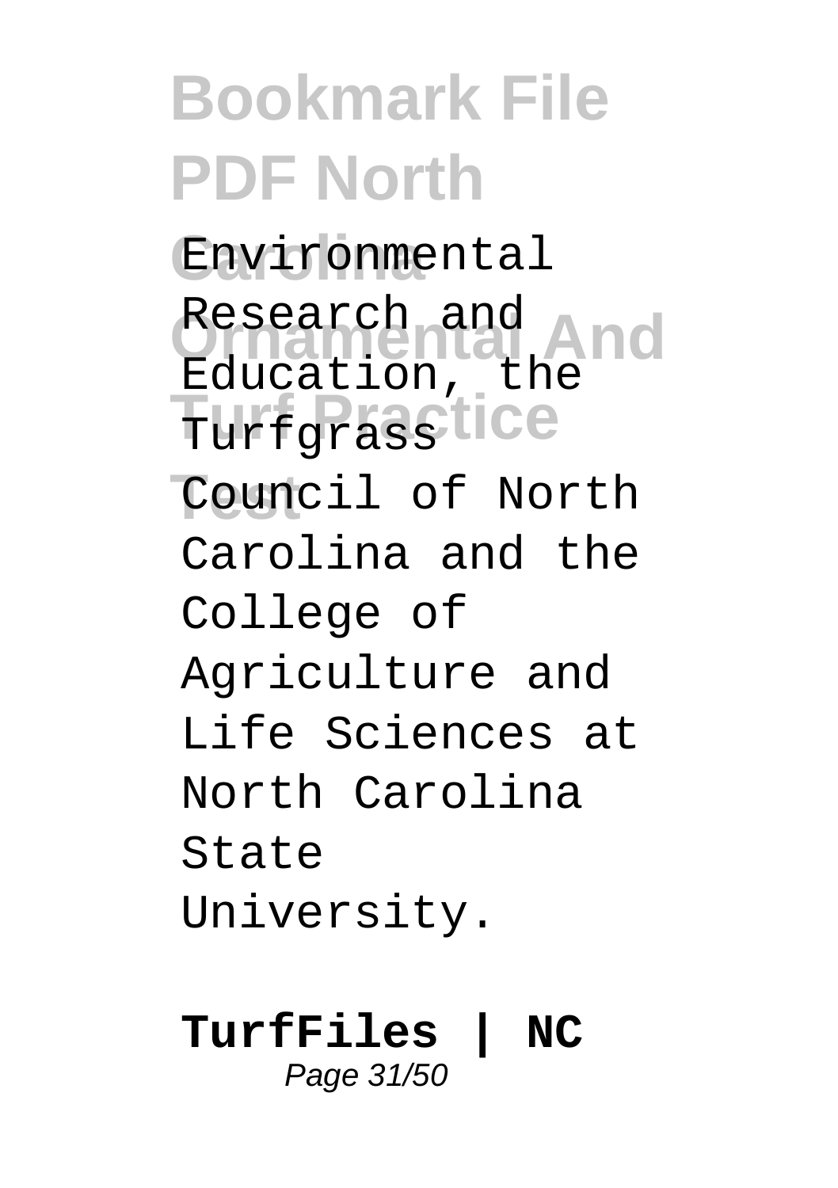Environmental Research and Education, the Turfgrass Council of North Carolina and the College of Agriculture and Life Sciences at North Carolina State University.

**TurfFiles | NC**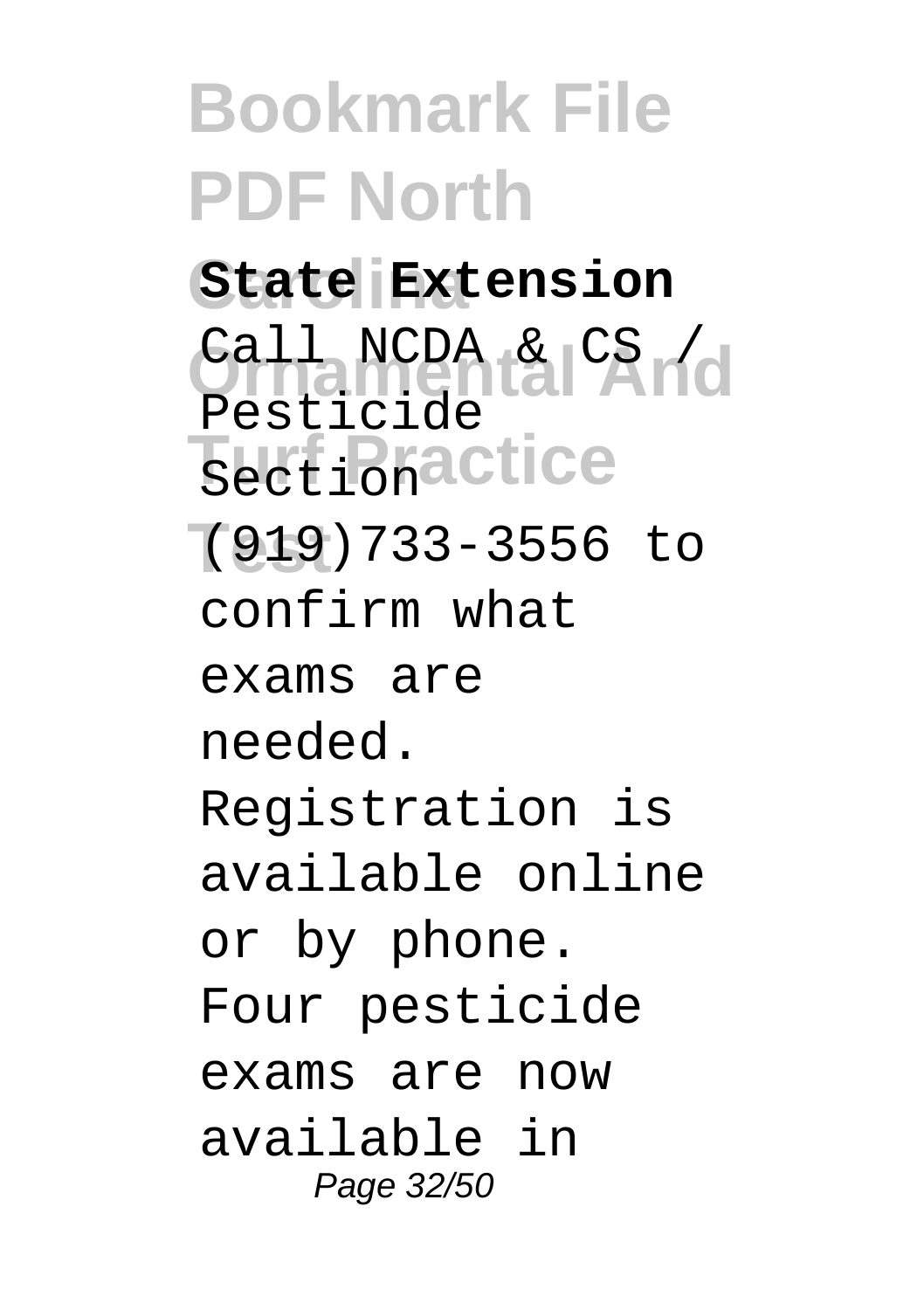**State Extension**

Call NCDA & CS / Pesticide Section (919)733-3556 to confirm what exams are needed. Registration is available online or by phone. Four pesticide exams are now available in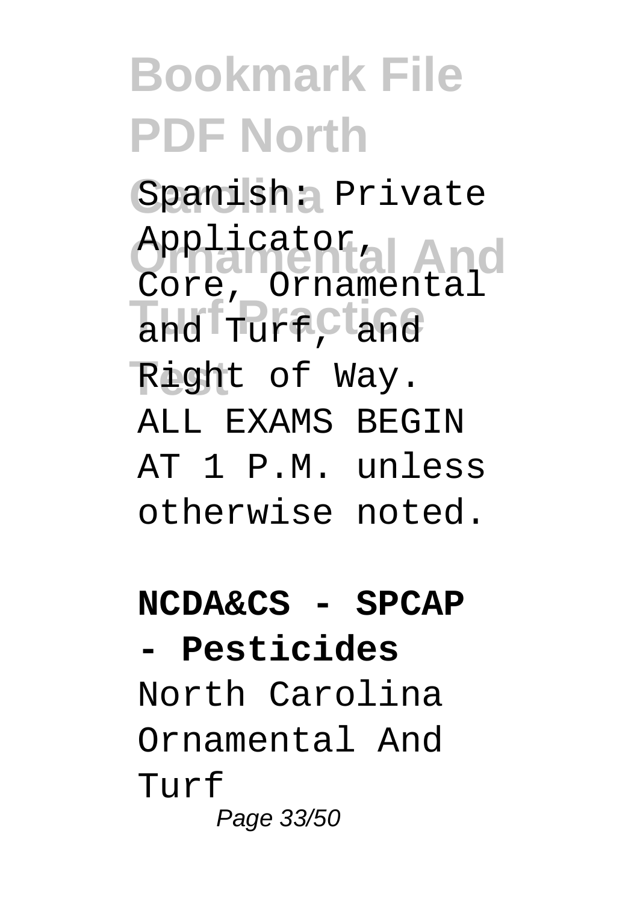Spanish: Private Applicator, Core, Ornamental and Turf, and Right of Way. ALL EXAMS BEGIN AT 1 P.M. unless otherwise noted.

**NCDA&CS - SPCAP - Pesticides**

North Carolina Ornamental And Turf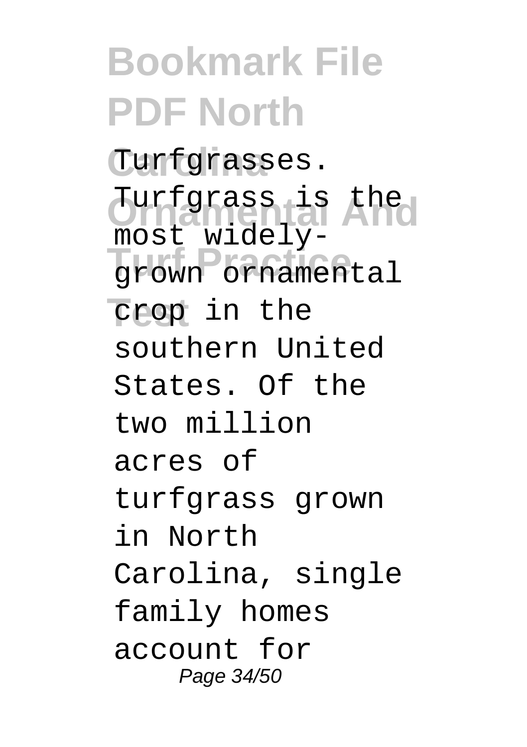Turfgrasses. Turfgrass is the most widely-grown ornamental crop in the southern United States. Of the two million acres of turfgrass grown in North Carolina, single family homes account for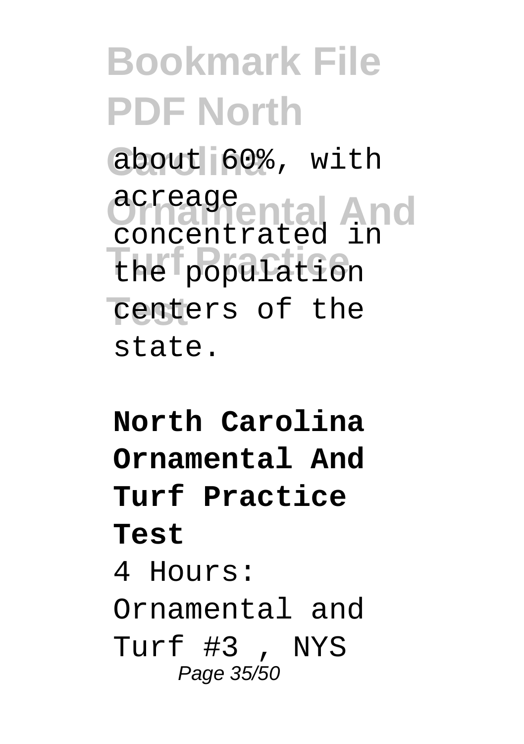about 60%, with acreage concentrated in the population centers of the state.

**North Carolina Ornamental And Turf Practice Test**

4 Hours: Ornamental and Turf #3 , NYS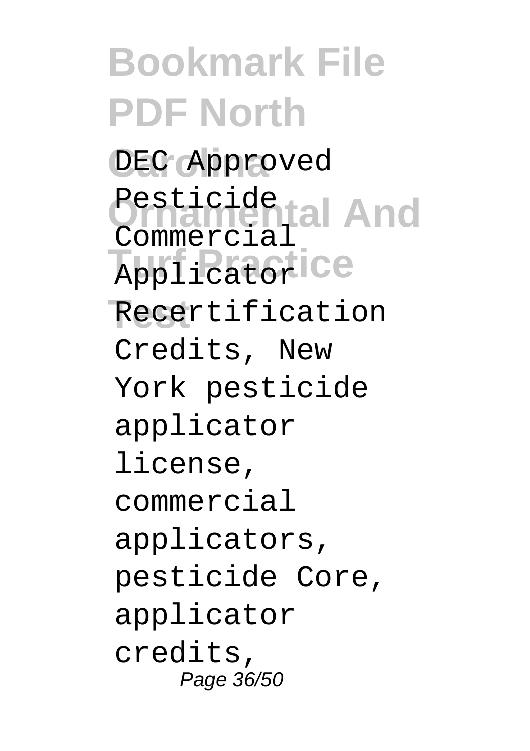DEC Approved Pesticide Commercial Applicator Recertification Credits, New York pesticide applicator license, commercial applicators, pesticide Core, applicator credits,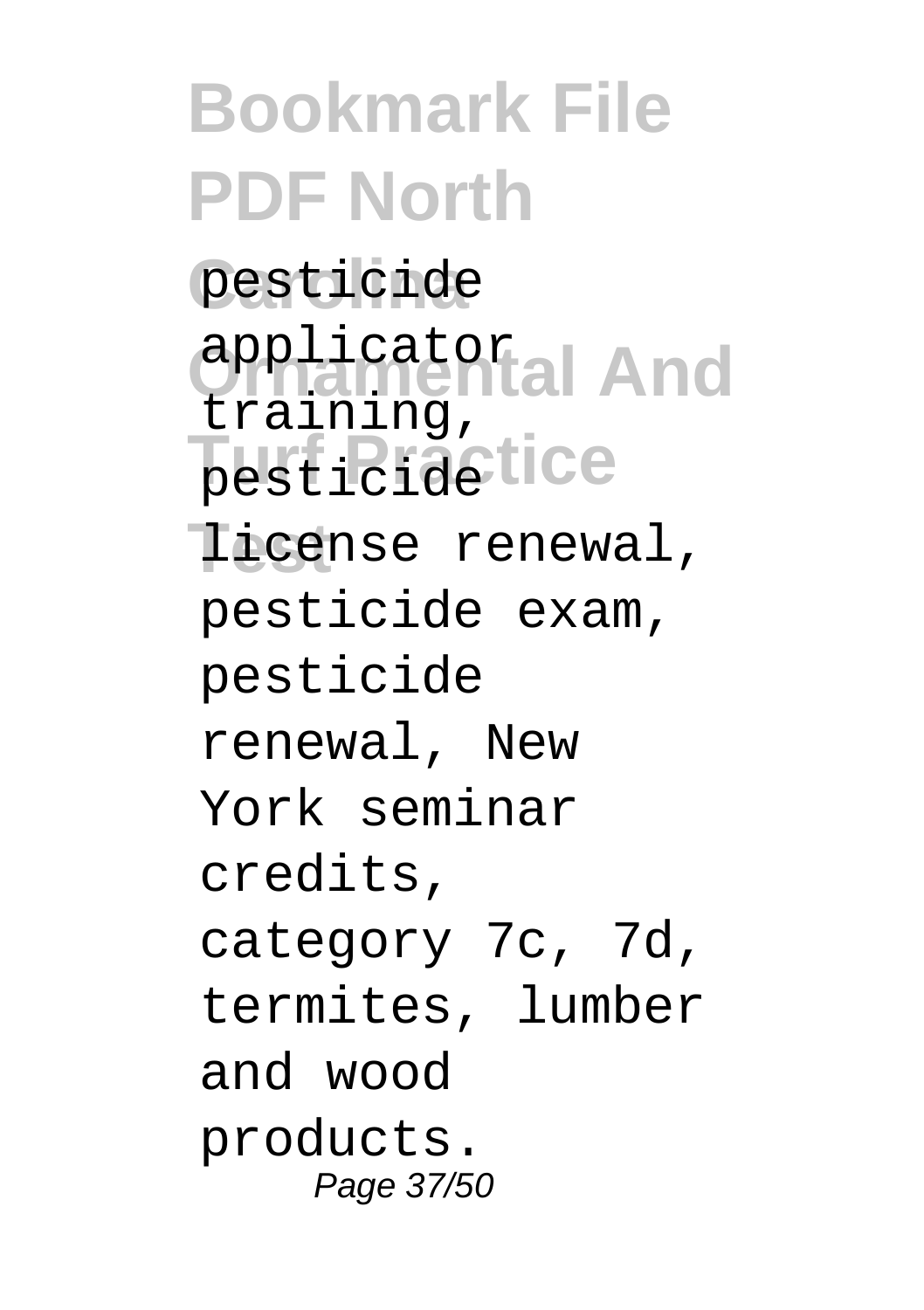pesticide applicator training, pesticide license renewal, pesticide exam, pesticide renewal, New York seminar credits, category 7c, 7d, termites, lumber and wood products.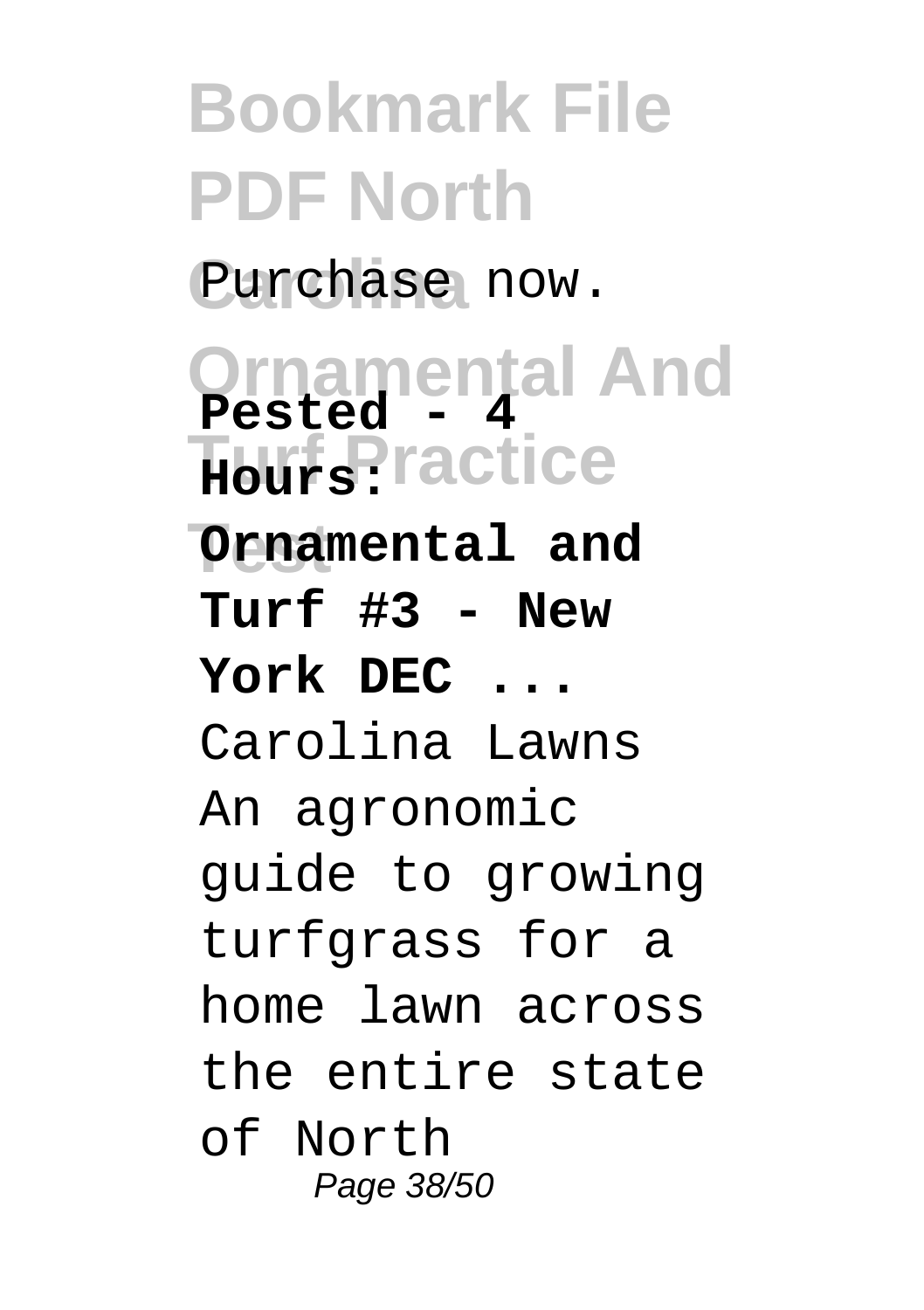Purchase now.

**Pested - 4 Hours: Ornamental and Turf #3 - New York DEC ...**

Carolina Lawns An agronomic guide to growing turfgrass for a home lawn across the entire state of North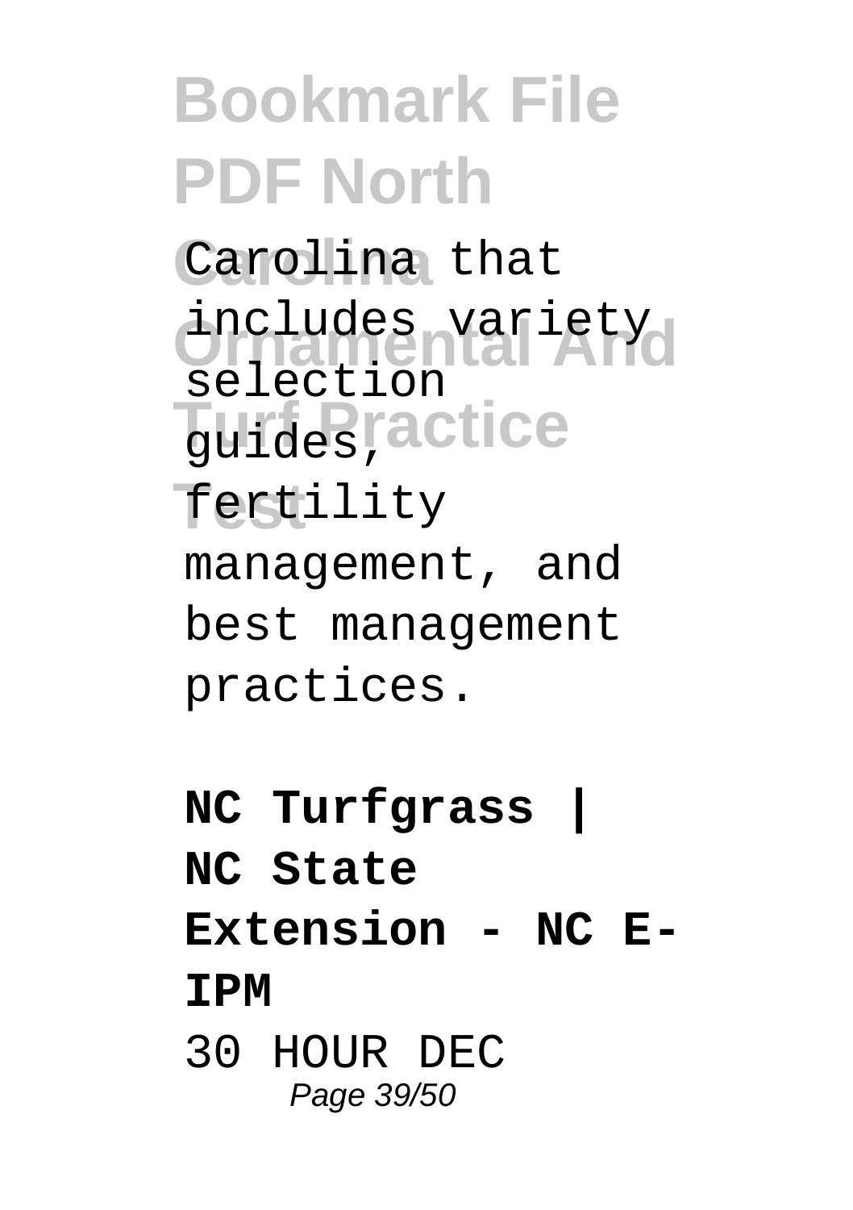Carolina that includes variety selection guides, fertility management, and best management practices.

**NC Turfgrass | NC State Extension - NC E-IPM**

30 HOUR DEC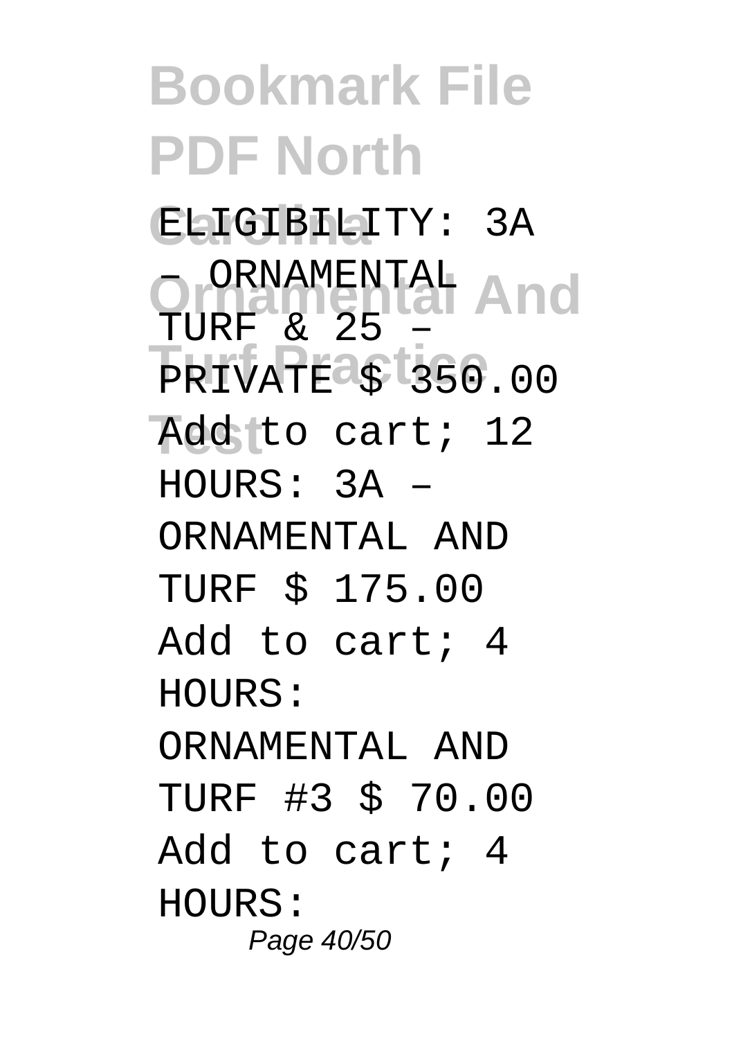ELIGIBILITY: 3A – ORNAMENTAL TURF & 25 – PRIVATE $ 350.00 Add to cart; 12 HOURS: 3A – ORNAMENTAL AND TURF $ 175.00 Add to cart; 4 HOURS: ORNAMENTAL AND TURF #3 $ 70.00 Add to cart; 4 HOURS: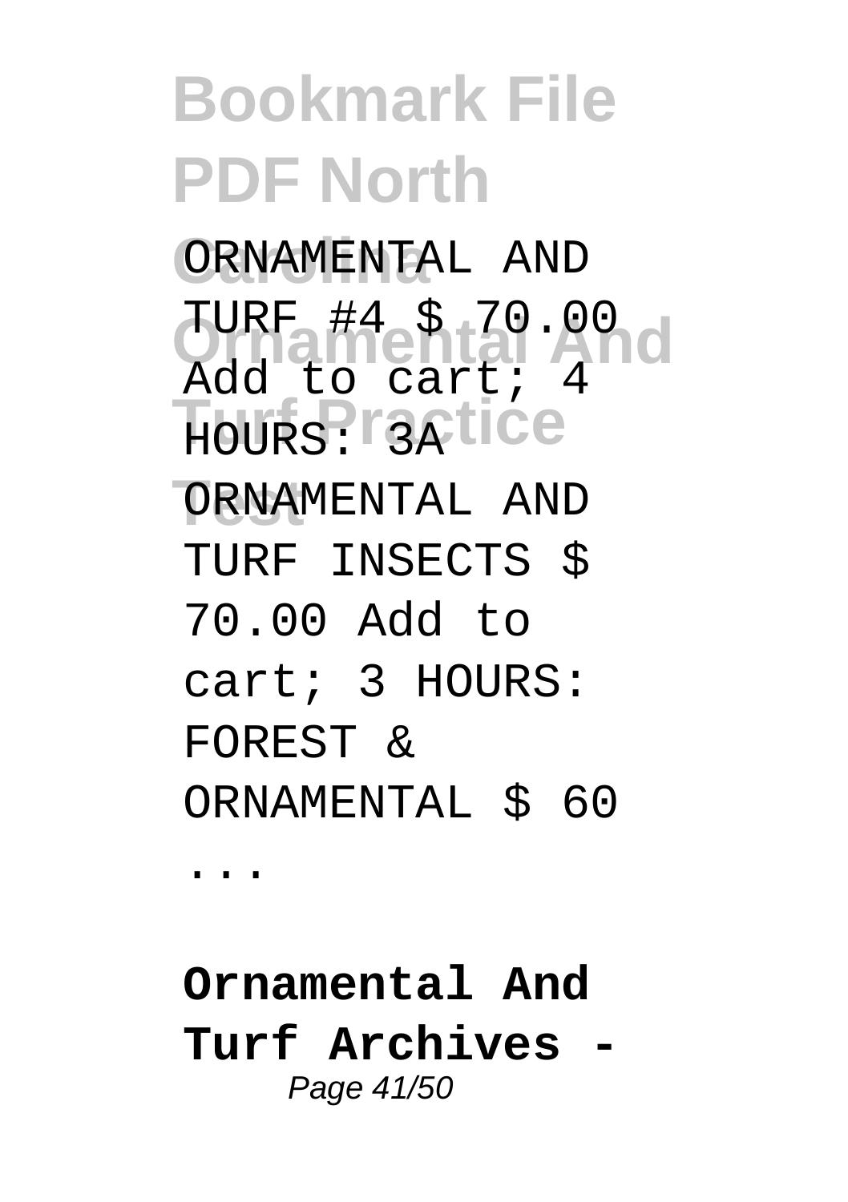ORNAMENTAL AND TURF #4 $ 70.00 Add to cart; 4 HOURS: 3A ORNAMENTAL AND TURF INSECTS $ 70.00 Add to cart; 3 HOURS: FOREST & ORNAMENTAL $ 60 ...

**Ornamental And Turf Archives -**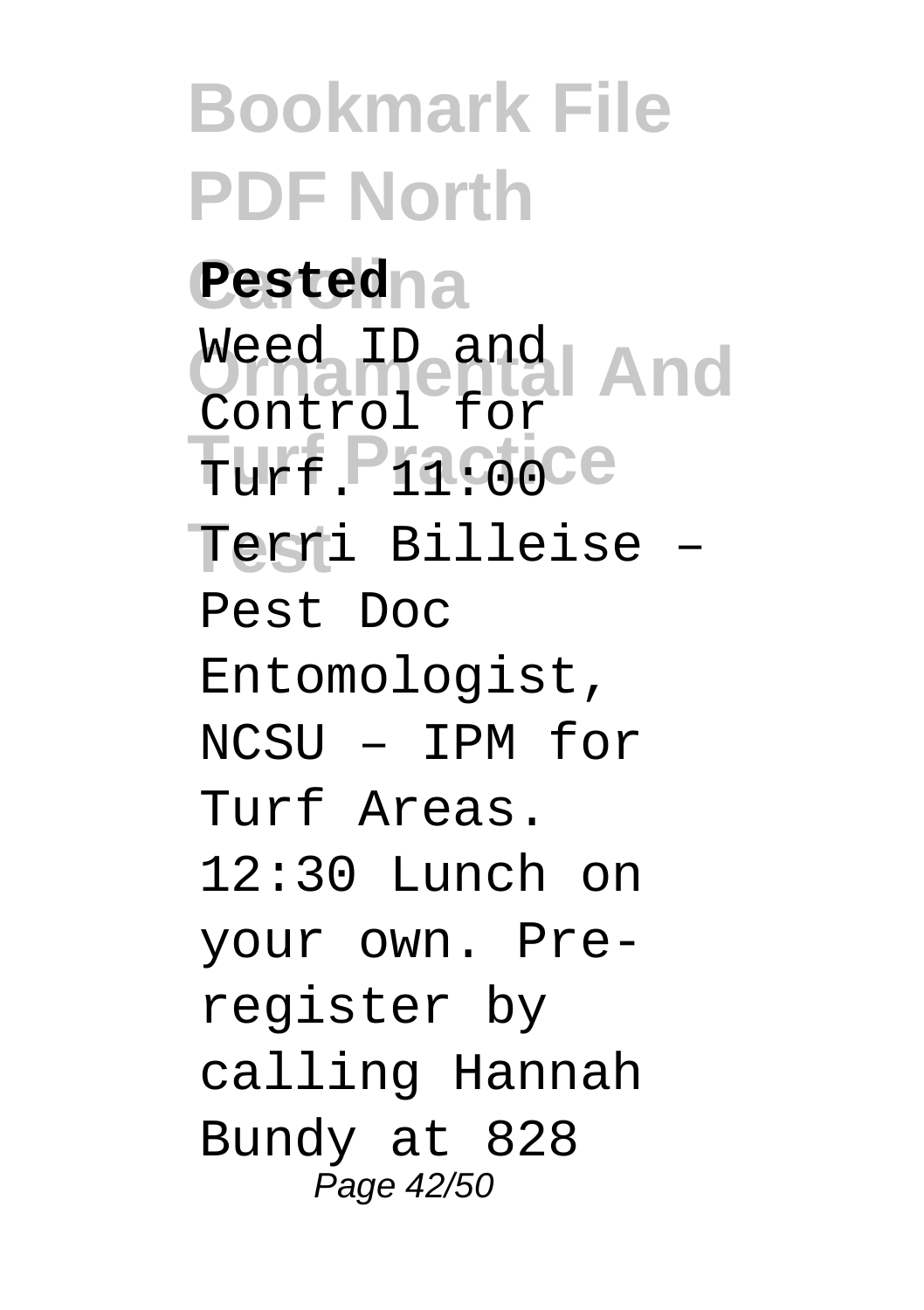**Pested**

Weed ID and Control for Turf. 11:00 Terri Billeise – Pest Doc Entomologist, NCSU – IPM for Turf Areas. 12:30 Lunch on your own. Pre-register by calling Hannah Bundy at 828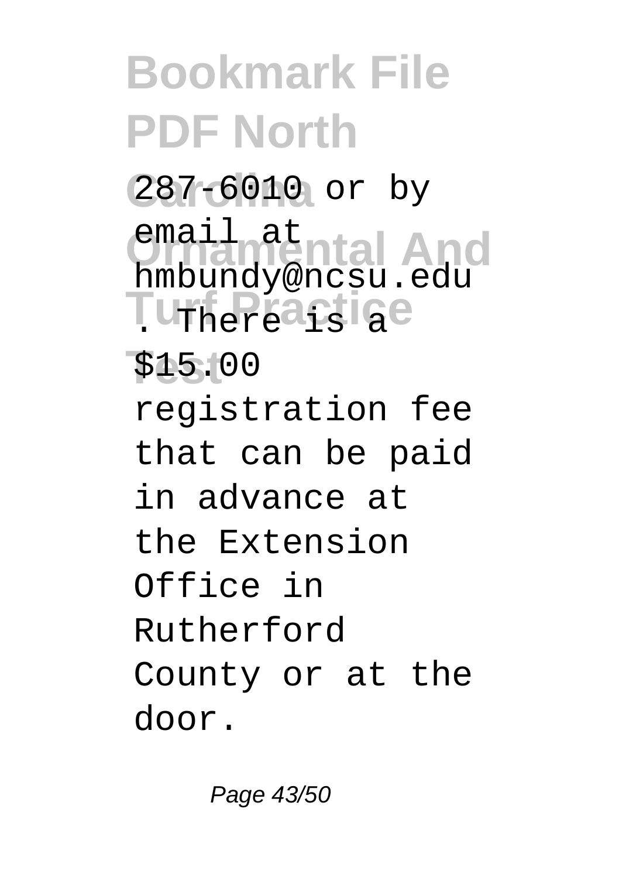287-6010 or by email at hmbundy@ncsu.edu. There is a $15.00 registration fee that can be paid in advance at the Extension Office in Rutherford County or at the door.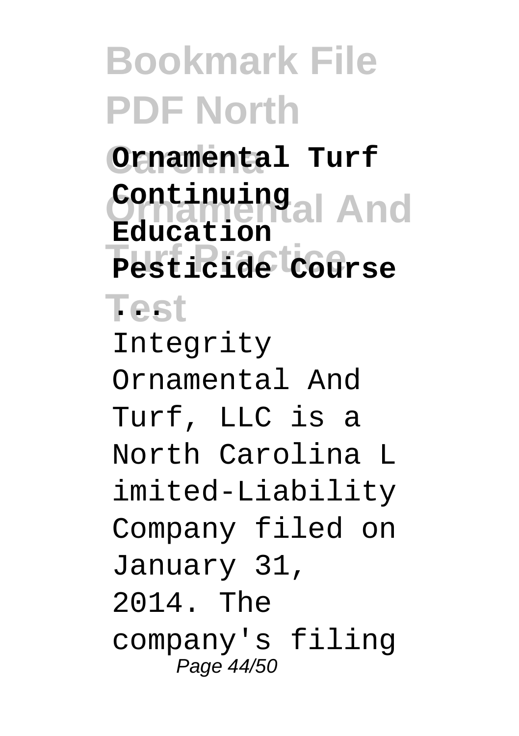**Ornamental Turf Continuing Education Pesticide Course ...**

Integrity Ornamental And Turf, LLC is a North Carolina Limited-Liability Company filed on January 31, 2014. The company's filing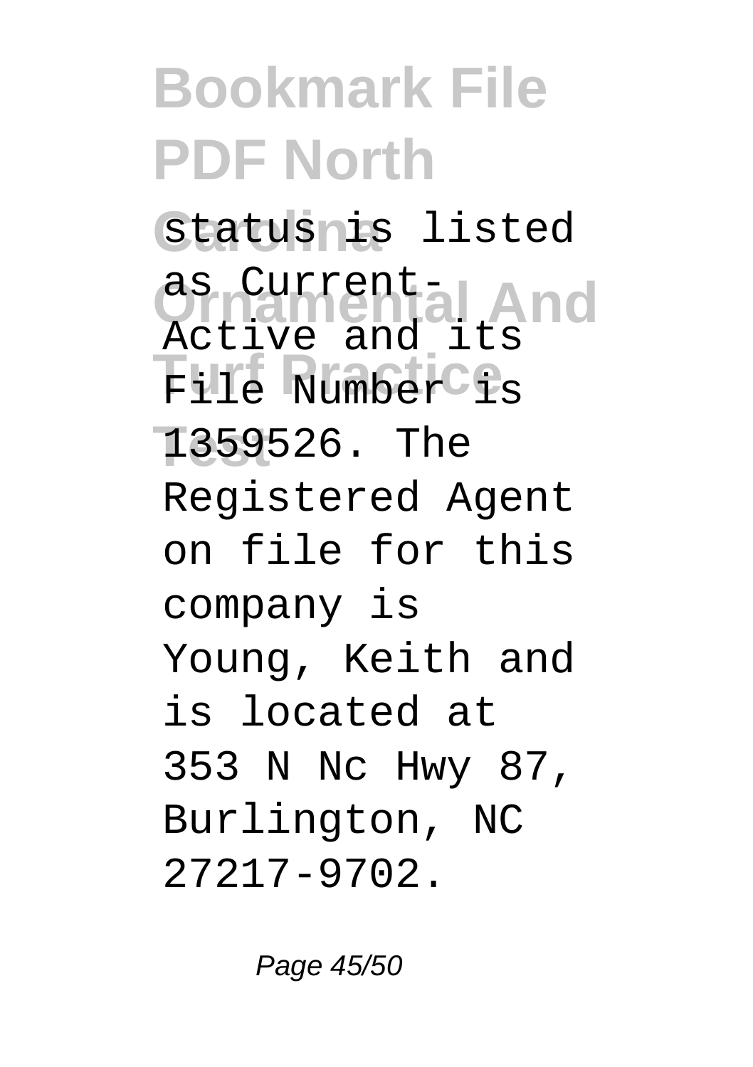status is listed as Current-Active and its File Number is 1359526. The Registered Agent on file for this company is Young, Keith and is located at 353 N Nc Hwy 87, Burlington, NC 27217-9702.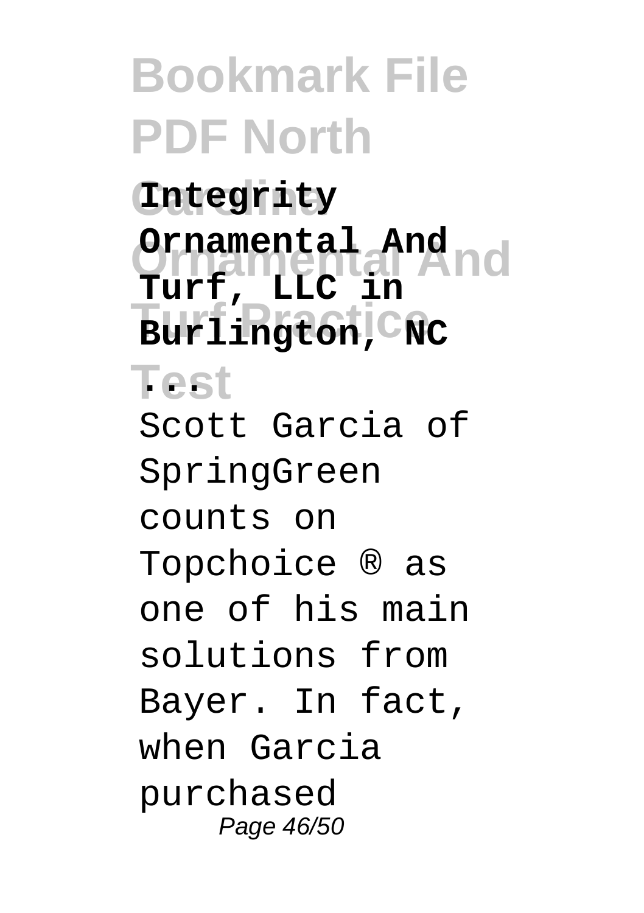**Integrity Ornamental And Turf, LLC in Burlington, NC ...**

Scott Garcia of SpringGreen counts on Topchoice ® as one of his main solutions from Bayer. In fact, when Garcia purchased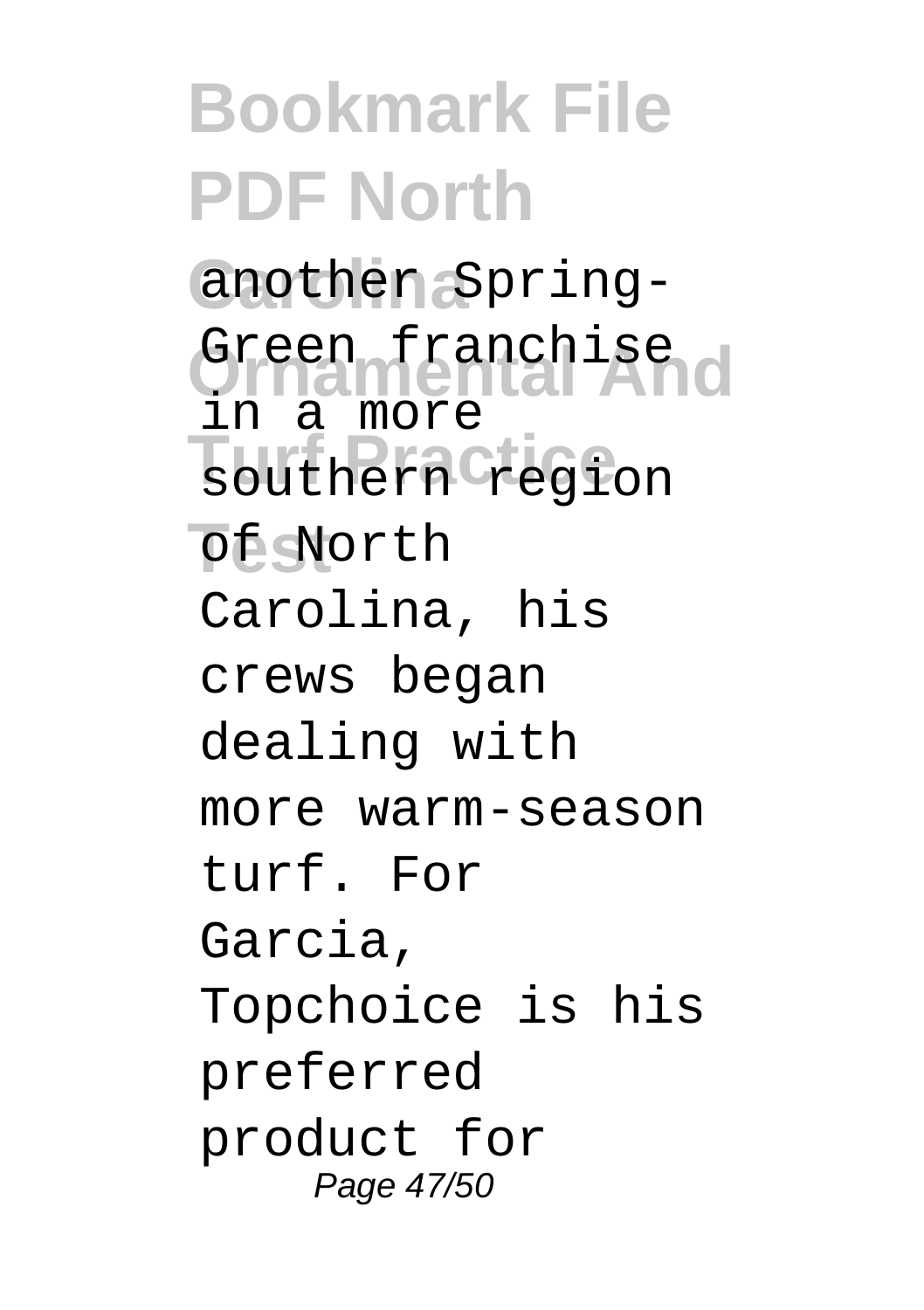another Spring-Green franchise in a more southern region of North Carolina, his crews began dealing with more warm-season turf. For Garcia, Topchoice is his preferred product for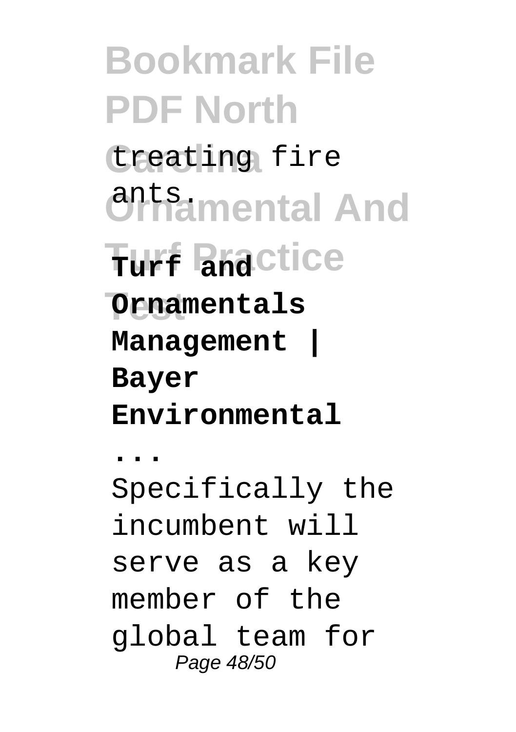treating fire ants.

**Turf and Ornamentals Management | Bayer Environmental ...**

Specifically the incumbent will serve as a key member of the global team for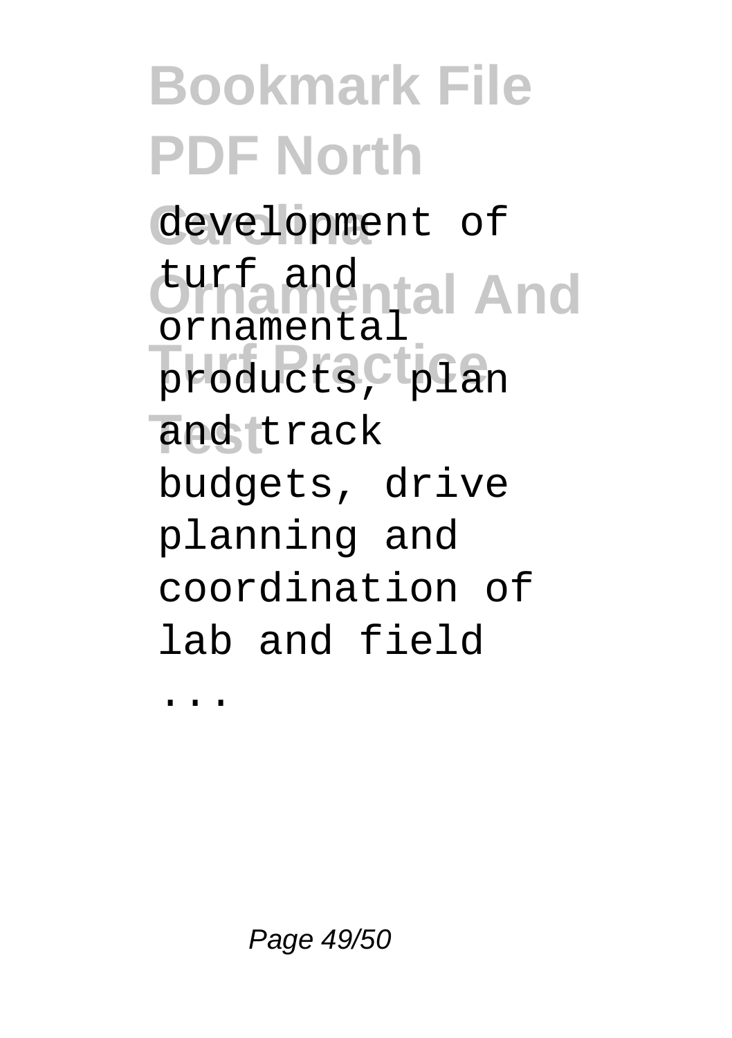development of turf and ornamental products, plan and track budgets, drive planning and coordination of lab and field ...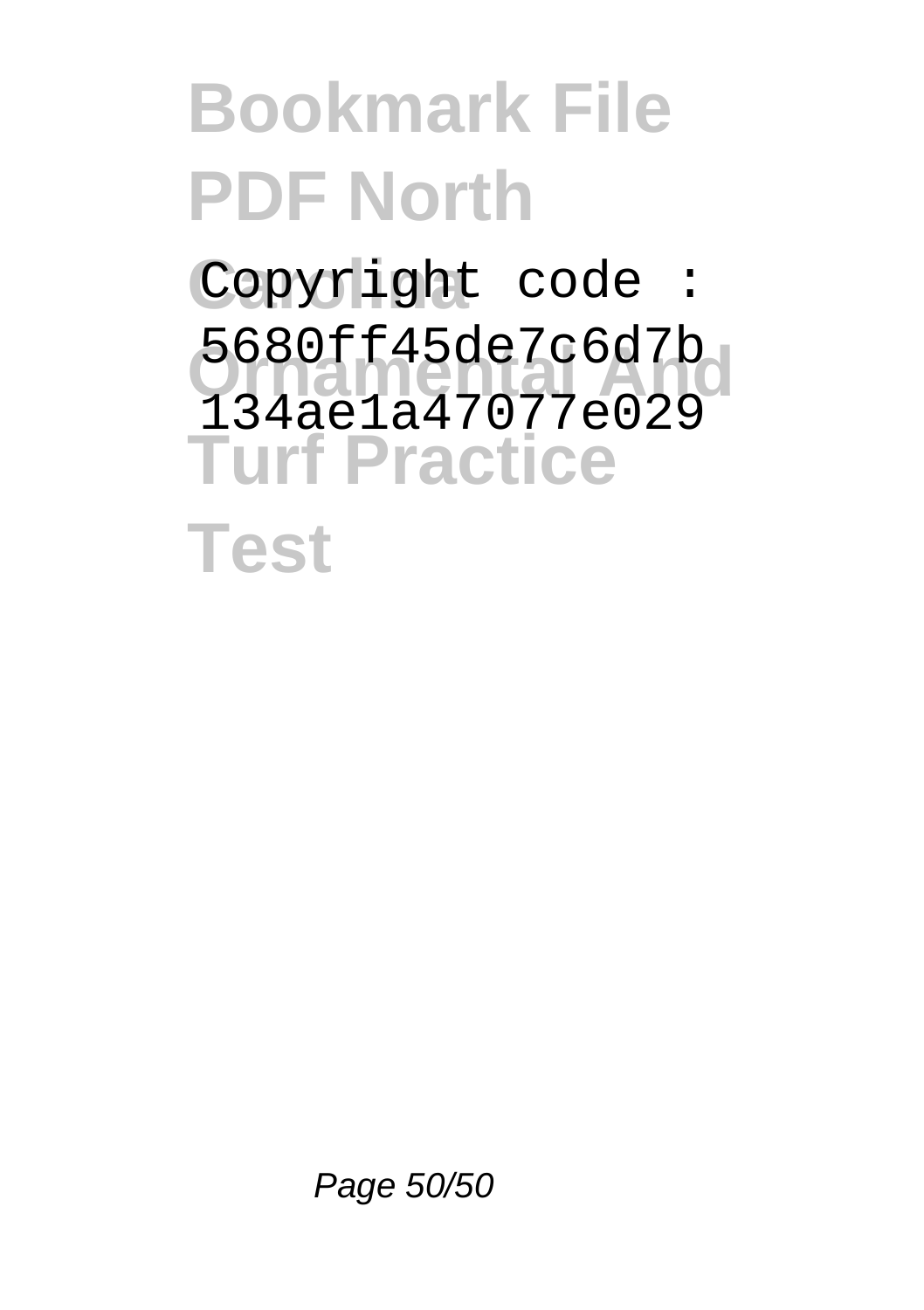Copyright code : 5680ff45de7c6d7b134ae1a47077e029